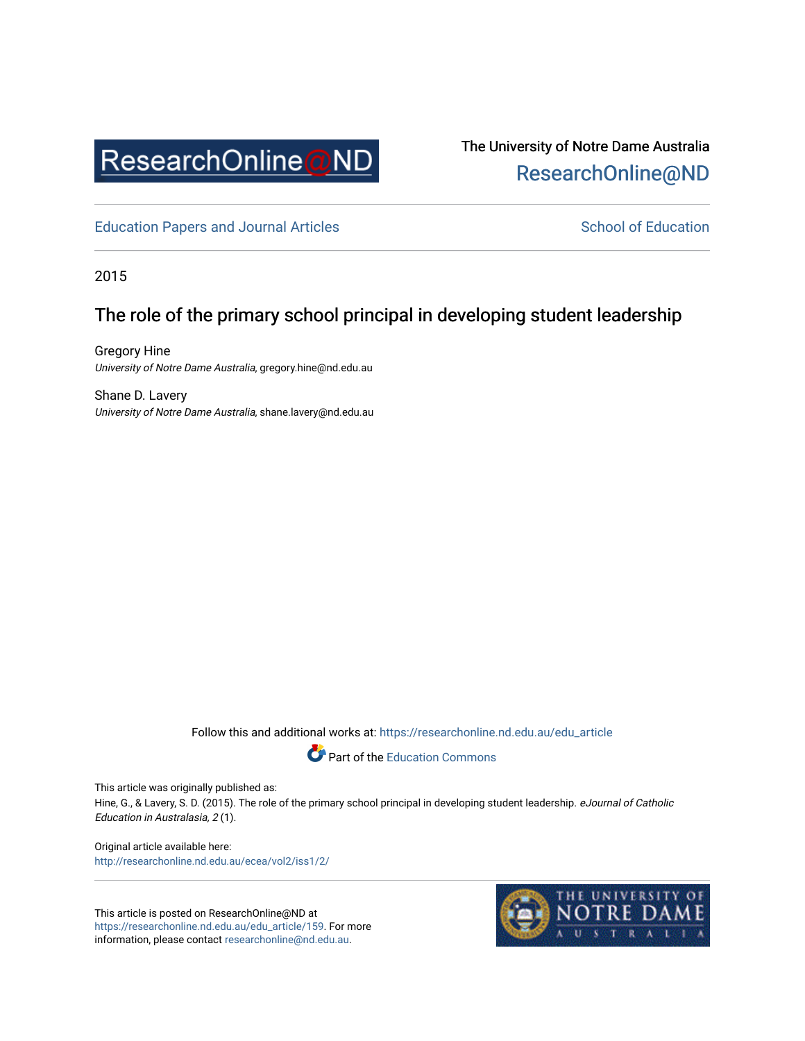ResearchOnline@ND

The University of Notre Dame Australia
ResearchOnline@ND

Education Papers and Journal Articles

School of Education

2015

# The role of the primary school principal in developing student leadership

Gregory Hine
*University of Notre Dame Australia*, gregory.hine@nd.edu.au

Shane D. Lavery
*University of Notre Dame Australia*, shane.lavery@nd.edu.au

Follow this and additional works at: https://researchonline.nd.edu.au/edu_article

Part of the Education Commons

This article was originally published as:
Hine, G., & Lavery, S. D. (2015). The role of the primary school principal in developing student leadership. *eJournal of Catholic Education in Australasia, 2* (1).

Original article available here:
http://researchonline.nd.edu.au/ecea/vol2/iss1/2/

This article is posted on ResearchOnline@ND at https://researchonline.nd.edu.au/edu_article/159. For more information, please contact researchonline@nd.edu.au.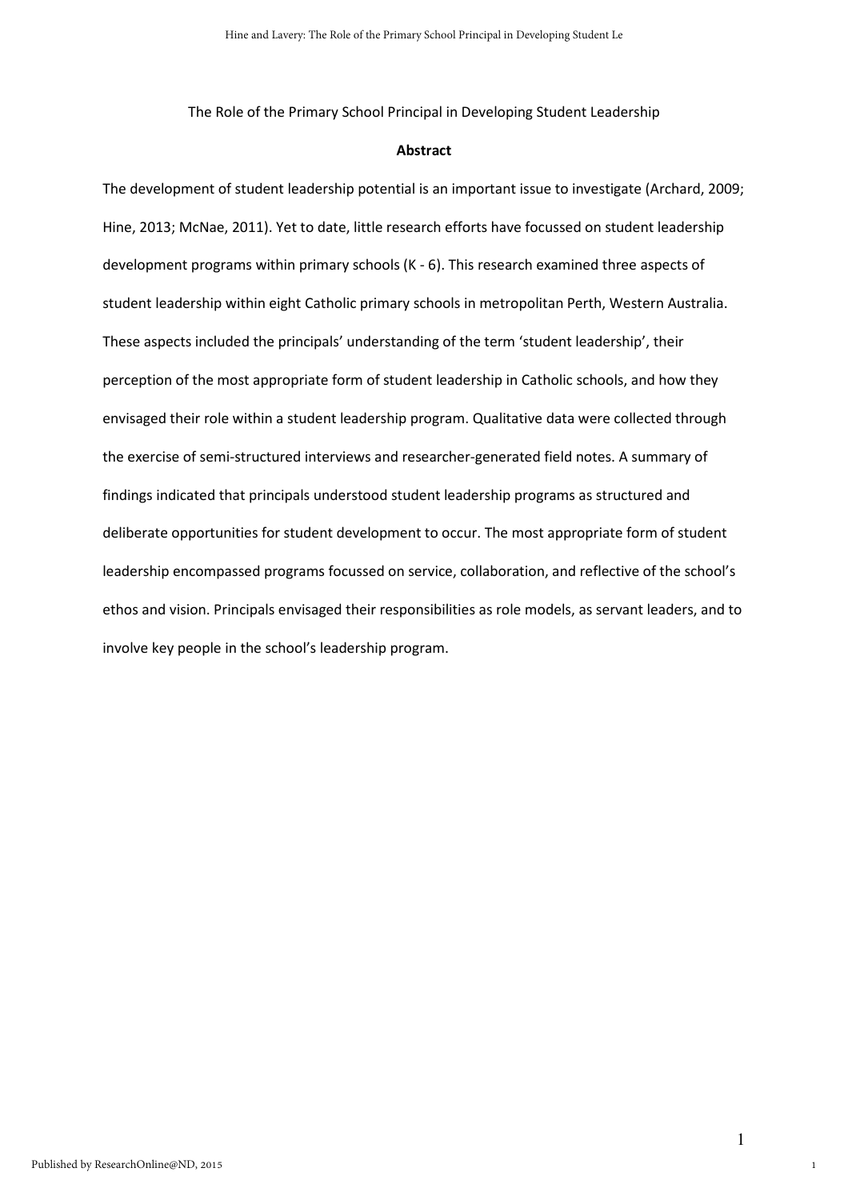The Role of the Primary School Principal in Developing Student Leadership

## Abstract

The development of student leadership potential is an important issue to investigate (Archard, 2009; Hine, 2013; McNae, 2011). Yet to date, little research efforts have focussed on student leadership development programs within primary schools (K - 6). This research examined three aspects of student leadership within eight Catholic primary schools in metropolitan Perth, Western Australia. These aspects included the principals' understanding of the term 'student leadership', their perception of the most appropriate form of student leadership in Catholic schools, and how they envisaged their role within a student leadership program. Qualitative data were collected through the exercise of semi-structured interviews and researcher-generated field notes. A summary of findings indicated that principals understood student leadership programs as structured and deliberate opportunities for student development to occur. The most appropriate form of student leadership encompassed programs focussed on service, collaboration, and reflective of the school's ethos and vision. Principals envisaged their responsibilities as role models, as servant leaders, and to involve key people in the school's leadership program.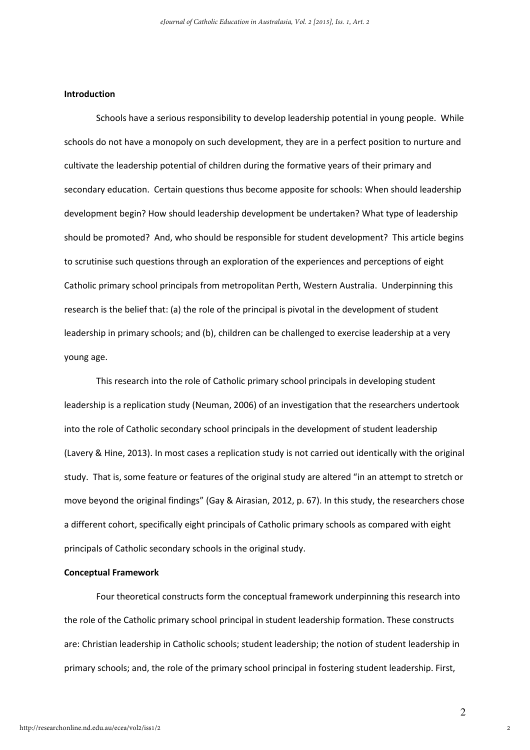## Introduction

Schools have a serious responsibility to develop leadership potential in young people. While schools do not have a monopoly on such development, they are in a perfect position to nurture and cultivate the leadership potential of children during the formative years of their primary and secondary education. Certain questions thus become apposite for schools: When should leadership development begin? How should leadership development be undertaken? What type of leadership should be promoted? And, who should be responsible for student development? This article begins to scrutinise such questions through an exploration of the experiences and perceptions of eight Catholic primary school principals from metropolitan Perth, Western Australia. Underpinning this research is the belief that: (a) the role of the principal is pivotal in the development of student leadership in primary schools; and (b), children can be challenged to exercise leadership at a very young age.

This research into the role of Catholic primary school principals in developing student leadership is a replication study (Neuman, 2006) of an investigation that the researchers undertook into the role of Catholic secondary school principals in the development of student leadership (Lavery & Hine, 2013). In most cases a replication study is not carried out identically with the original study. That is, some feature or features of the original study are altered "in an attempt to stretch or move beyond the original findings" (Gay & Airasian, 2012, p. 67). In this study, the researchers chose a different cohort, specifically eight principals of Catholic primary schools as compared with eight principals of Catholic secondary schools in the original study.

## Conceptual Framework

Four theoretical constructs form the conceptual framework underpinning this research into the role of the Catholic primary school principal in student leadership formation. These constructs are: Christian leadership in Catholic schools; student leadership; the notion of student leadership in primary schools; and, the role of the primary school principal in fostering student leadership. First,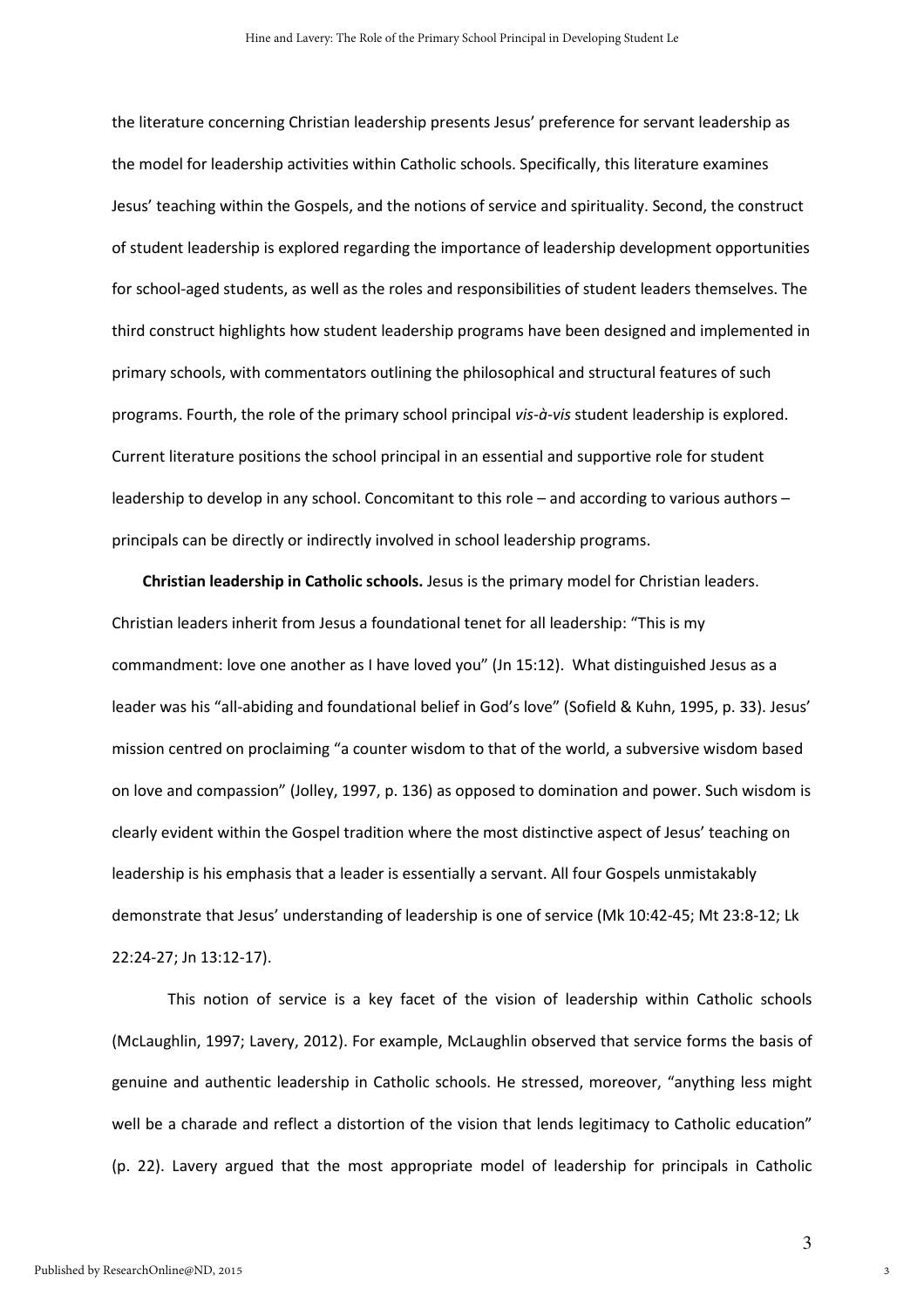the literature concerning Christian leadership presents Jesus' preference for servant leadership as the model for leadership activities within Catholic schools. Specifically, this literature examines Jesus' teaching within the Gospels, and the notions of service and spirituality. Second, the construct of student leadership is explored regarding the importance of leadership development opportunities for school-aged students, as well as the roles and responsibilities of student leaders themselves. The third construct highlights how student leadership programs have been designed and implemented in primary schools, with commentators outlining the philosophical and structural features of such programs. Fourth, the role of the primary school principal *vis-à-vis* student leadership is explored. Current literature positions the school principal in an essential and supportive role for student leadership to develop in any school. Concomitant to this role – and according to various authors – principals can be directly or indirectly involved in school leadership programs.

**Christian leadership in Catholic schools.** Jesus is the primary model for Christian leaders. Christian leaders inherit from Jesus a foundational tenet for all leadership: "This is my commandment: love one another as I have loved you" (Jn 15:12). What distinguished Jesus as a leader was his "all-abiding and foundational belief in God's love" (Sofield & Kuhn, 1995, p. 33). Jesus' mission centred on proclaiming "a counter wisdom to that of the world, a subversive wisdom based on love and compassion" (Jolley, 1997, p. 136) as opposed to domination and power. Such wisdom is clearly evident within the Gospel tradition where the most distinctive aspect of Jesus' teaching on leadership is his emphasis that a leader is essentially a servant. All four Gospels unmistakably demonstrate that Jesus' understanding of leadership is one of service (Mk 10:42-45; Mt 23:8-12; Lk 22:24-27; Jn 13:12-17).

This notion of service is a key facet of the vision of leadership within Catholic schools (McLaughlin, 1997; Lavery, 2012). For example, McLaughlin observed that service forms the basis of genuine and authentic leadership in Catholic schools. He stressed, moreover, "anything less might well be a charade and reflect a distortion of the vision that lends legitimacy to Catholic education" (p. 22). Lavery argued that the most appropriate model of leadership for principals in Catholic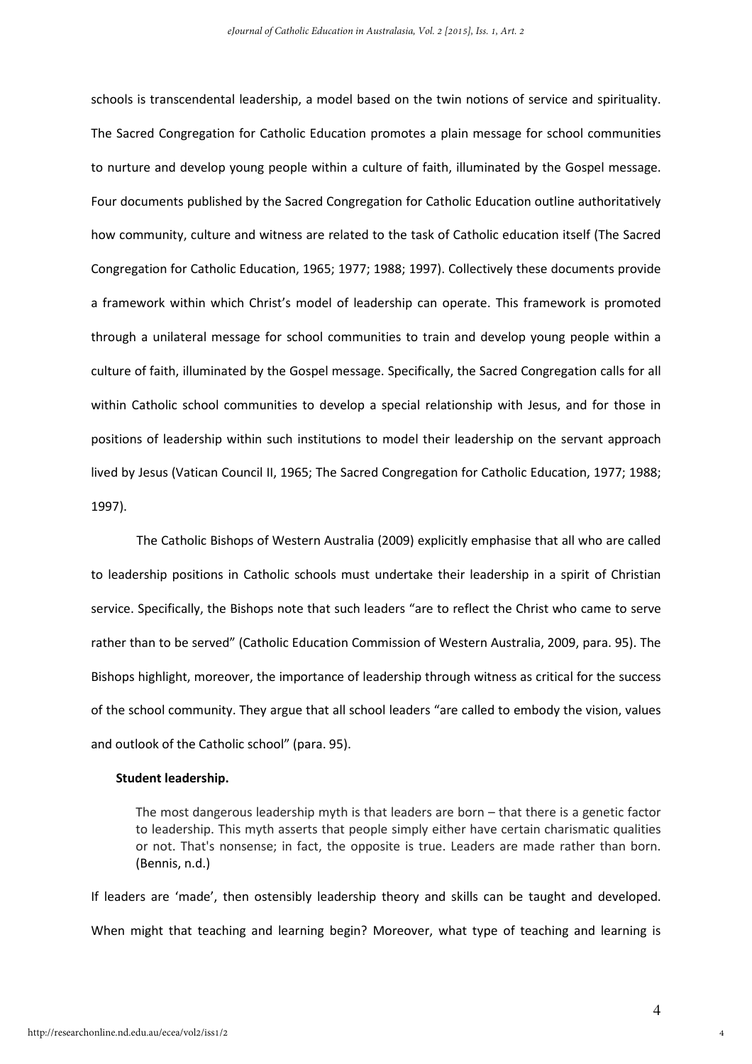schools is transcendental leadership, a model based on the twin notions of service and spirituality. The Sacred Congregation for Catholic Education promotes a plain message for school communities to nurture and develop young people within a culture of faith, illuminated by the Gospel message. Four documents published by the Sacred Congregation for Catholic Education outline authoritatively how community, culture and witness are related to the task of Catholic education itself (The Sacred Congregation for Catholic Education, 1965; 1977; 1988; 1997). Collectively these documents provide a framework within which Christ's model of leadership can operate. This framework is promoted through a unilateral message for school communities to train and develop young people within a culture of faith, illuminated by the Gospel message. Specifically, the Sacred Congregation calls for all within Catholic school communities to develop a special relationship with Jesus, and for those in positions of leadership within such institutions to model their leadership on the servant approach lived by Jesus (Vatican Council II, 1965; The Sacred Congregation for Catholic Education, 1977; 1988; 1997).

The Catholic Bishops of Western Australia (2009) explicitly emphasise that all who are called to leadership positions in Catholic schools must undertake their leadership in a spirit of Christian service. Specifically, the Bishops note that such leaders "are to reflect the Christ who came to serve rather than to be served" (Catholic Education Commission of Western Australia, 2009, para. 95). The Bishops highlight, moreover, the importance of leadership through witness as critical for the success of the school community. They argue that all school leaders "are called to embody the vision, values and outlook of the Catholic school" (para. 95).

**Student leadership.**

> The most dangerous leadership myth is that leaders are born – that there is a genetic factor to leadership. This myth asserts that people simply either have certain charismatic qualities or not. That's nonsense; in fact, the opposite is true. Leaders are made rather than born. (Bennis, n.d.)

If leaders are 'made', then ostensibly leadership theory and skills can be taught and developed. When might that teaching and learning begin? Moreover, what type of teaching and learning is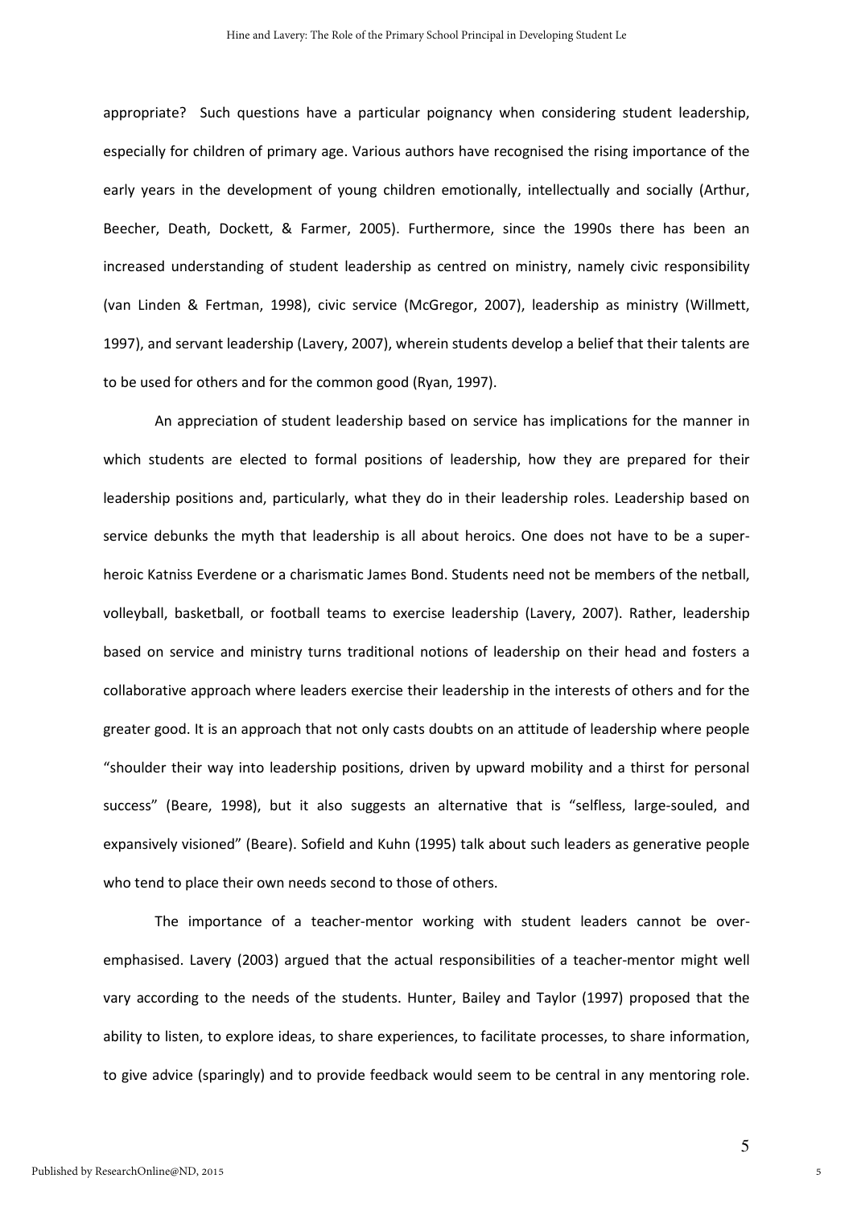appropriate? Such questions have a particular poignancy when considering student leadership, especially for children of primary age. Various authors have recognised the rising importance of the early years in the development of young children emotionally, intellectually and socially (Arthur, Beecher, Death, Dockett, & Farmer, 2005). Furthermore, since the 1990s there has been an increased understanding of student leadership as centred on ministry, namely civic responsibility (van Linden & Fertman, 1998), civic service (McGregor, 2007), leadership as ministry (Willmett, 1997), and servant leadership (Lavery, 2007), wherein students develop a belief that their talents are to be used for others and for the common good (Ryan, 1997).

An appreciation of student leadership based on service has implications for the manner in which students are elected to formal positions of leadership, how they are prepared for their leadership positions and, particularly, what they do in their leadership roles. Leadership based on service debunks the myth that leadership is all about heroics. One does not have to be a super-heroic Katniss Everdene or a charismatic James Bond. Students need not be members of the netball, volleyball, basketball, or football teams to exercise leadership (Lavery, 2007). Rather, leadership based on service and ministry turns traditional notions of leadership on their head and fosters a collaborative approach where leaders exercise their leadership in the interests of others and for the greater good. It is an approach that not only casts doubts on an attitude of leadership where people "shoulder their way into leadership positions, driven by upward mobility and a thirst for personal success" (Beare, 1998), but it also suggests an alternative that is "selfless, large-souled, and expansively visioned" (Beare). Sofield and Kuhn (1995) talk about such leaders as generative people who tend to place their own needs second to those of others.

The importance of a teacher-mentor working with student leaders cannot be over-emphasised. Lavery (2003) argued that the actual responsibilities of a teacher-mentor might well vary according to the needs of the students. Hunter, Bailey and Taylor (1997) proposed that the ability to listen, to explore ideas, to share experiences, to facilitate processes, to share information, to give advice (sparingly) and to provide feedback would seem to be central in any mentoring role.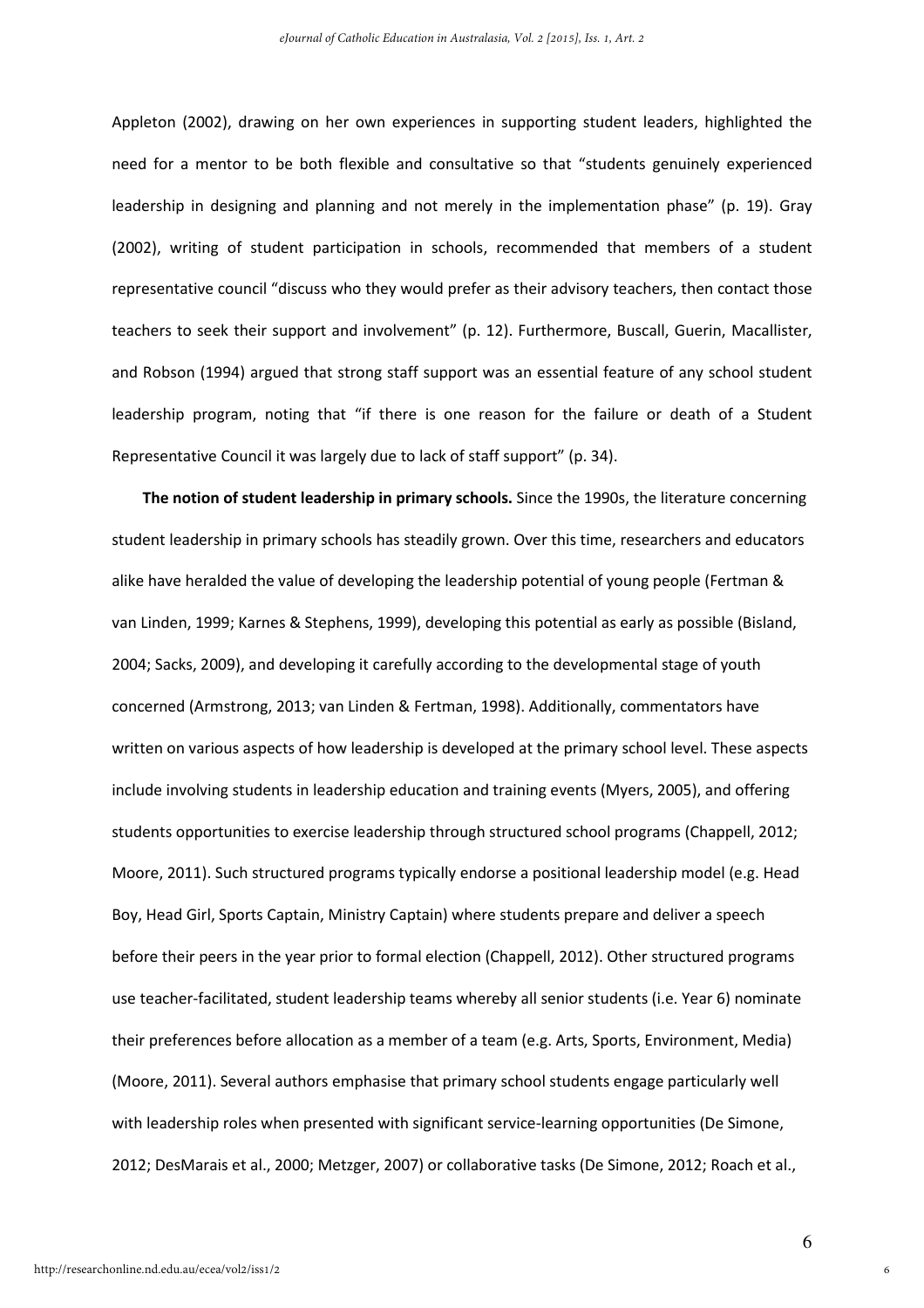Appleton (2002), drawing on her own experiences in supporting student leaders, highlighted the need for a mentor to be both flexible and consultative so that "students genuinely experienced leadership in designing and planning and not merely in the implementation phase" (p. 19). Gray (2002), writing of student participation in schools, recommended that members of a student representative council "discuss who they would prefer as their advisory teachers, then contact those teachers to seek their support and involvement" (p. 12). Furthermore, Buscall, Guerin, Macallister, and Robson (1994) argued that strong staff support was an essential feature of any school student leadership program, noting that "if there is one reason for the failure or death of a Student Representative Council it was largely due to lack of staff support" (p. 34).

**The notion of student leadership in primary schools.** Since the 1990s, the literature concerning student leadership in primary schools has steadily grown. Over this time, researchers and educators alike have heralded the value of developing the leadership potential of young people (Fertman & van Linden, 1999; Karnes & Stephens, 1999), developing this potential as early as possible (Bisland, 2004; Sacks, 2009), and developing it carefully according to the developmental stage of youth concerned (Armstrong, 2013; van Linden & Fertman, 1998). Additionally, commentators have written on various aspects of how leadership is developed at the primary school level. These aspects include involving students in leadership education and training events (Myers, 2005), and offering students opportunities to exercise leadership through structured school programs (Chappell, 2012; Moore, 2011). Such structured programs typically endorse a positional leadership model (e.g. Head Boy, Head Girl, Sports Captain, Ministry Captain) where students prepare and deliver a speech before their peers in the year prior to formal election (Chappell, 2012). Other structured programs use teacher-facilitated, student leadership teams whereby all senior students (i.e. Year 6) nominate their preferences before allocation as a member of a team (e.g. Arts, Sports, Environment, Media) (Moore, 2011). Several authors emphasise that primary school students engage particularly well with leadership roles when presented with significant service-learning opportunities (De Simone, 2012; DesMarais et al., 2000; Metzger, 2007) or collaborative tasks (De Simone, 2012; Roach et al.,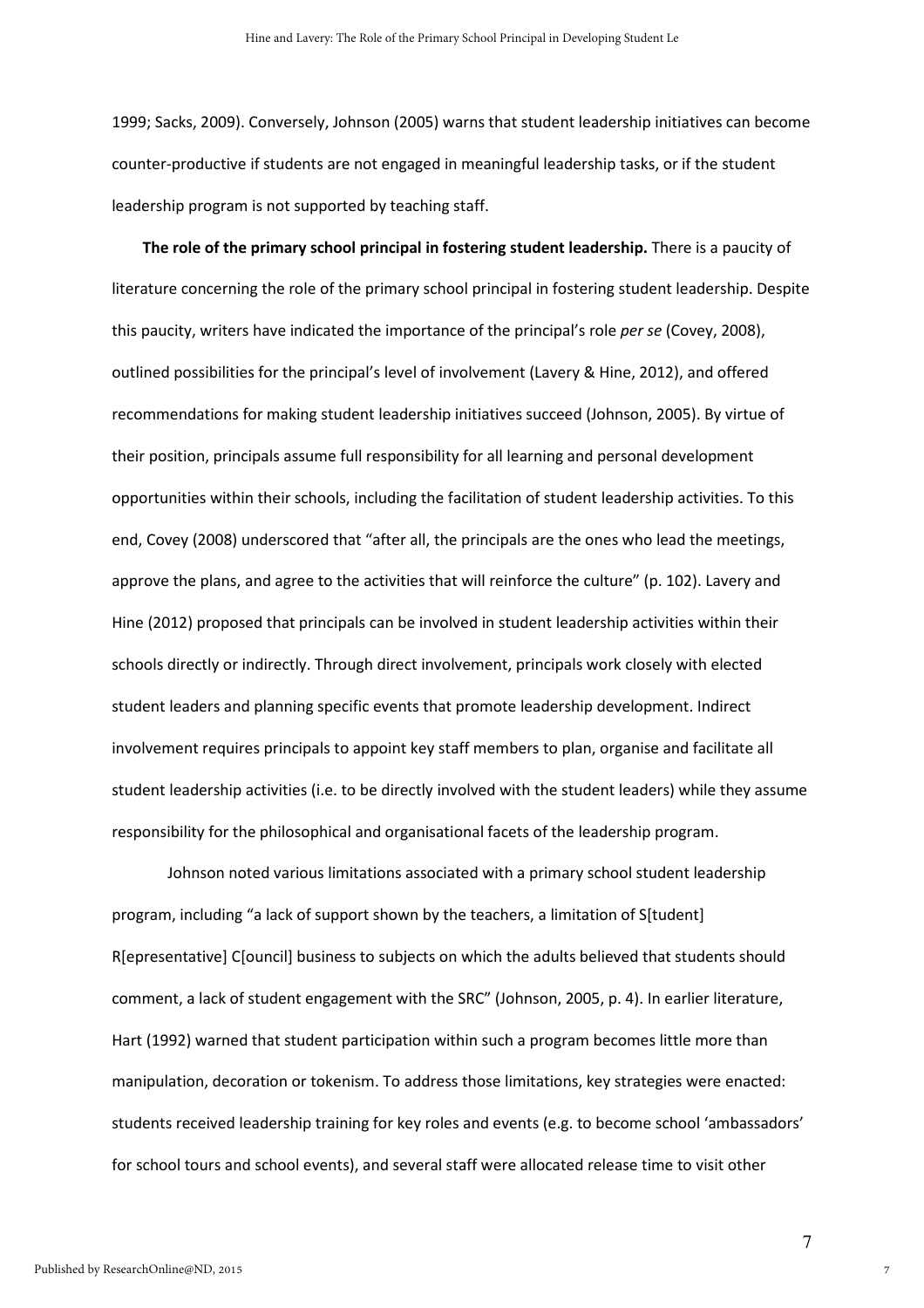1999; Sacks, 2009). Conversely, Johnson (2005) warns that student leadership initiatives can become counter-productive if students are not engaged in meaningful leadership tasks, or if the student leadership program is not supported by teaching staff.

**The role of the primary school principal in fostering student leadership.** There is a paucity of literature concerning the role of the primary school principal in fostering student leadership. Despite this paucity, writers have indicated the importance of the principal's role *per se* (Covey, 2008), outlined possibilities for the principal's level of involvement (Lavery & Hine, 2012), and offered recommendations for making student leadership initiatives succeed (Johnson, 2005). By virtue of their position, principals assume full responsibility for all learning and personal development opportunities within their schools, including the facilitation of student leadership activities. To this end, Covey (2008) underscored that "after all, the principals are the ones who lead the meetings, approve the plans, and agree to the activities that will reinforce the culture" (p. 102). Lavery and Hine (2012) proposed that principals can be involved in student leadership activities within their schools directly or indirectly. Through direct involvement, principals work closely with elected student leaders and planning specific events that promote leadership development. Indirect involvement requires principals to appoint key staff members to plan, organise and facilitate all student leadership activities (i.e. to be directly involved with the student leaders) while they assume responsibility for the philosophical and organisational facets of the leadership program.

Johnson noted various limitations associated with a primary school student leadership program, including "a lack of support shown by the teachers, a limitation of S[tudent] R[epresentative] C[ouncil] business to subjects on which the adults believed that students should comment, a lack of student engagement with the SRC" (Johnson, 2005, p. 4). In earlier literature, Hart (1992) warned that student participation within such a program becomes little more than manipulation, decoration or tokenism. To address those limitations, key strategies were enacted: students received leadership training for key roles and events (e.g. to become school 'ambassadors' for school tours and school events), and several staff were allocated release time to visit other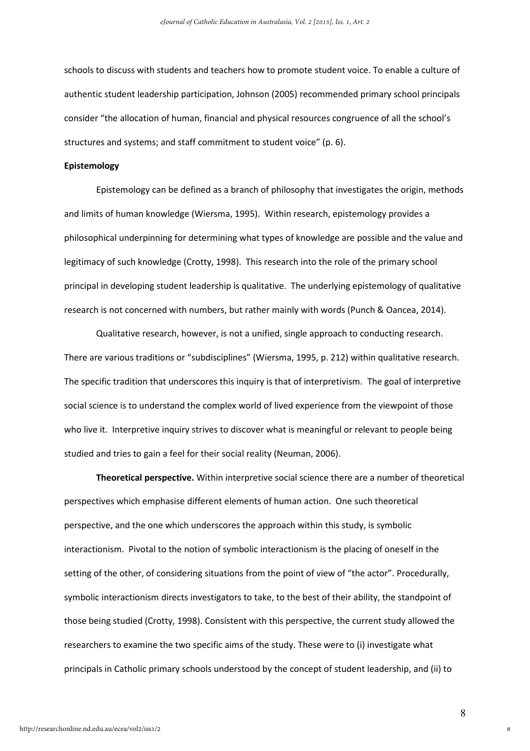schools to discuss with students and teachers how to promote student voice. To enable a culture of authentic student leadership participation, Johnson (2005) recommended primary school principals consider "the allocation of human, financial and physical resources congruence of all the school's structures and systems; and staff commitment to student voice" (p. 6).

**Epistemology**

Epistemology can be defined as a branch of philosophy that investigates the origin, methods and limits of human knowledge (Wiersma, 1995). Within research, epistemology provides a philosophical underpinning for determining what types of knowledge are possible and the value and legitimacy of such knowledge (Crotty, 1998). This research into the role of the primary school principal in developing student leadership is qualitative. The underlying epistemology of qualitative research is not concerned with numbers, but rather mainly with words (Punch & Oancea, 2014).

Qualitative research, however, is not a unified, single approach to conducting research. There are various traditions or "subdisciplines" (Wiersma, 1995, p. 212) within qualitative research. The specific tradition that underscores this inquiry is that of interpretivism. The goal of interpretive social science is to understand the complex world of lived experience from the viewpoint of those who live it. Interpretive inquiry strives to discover what is meaningful or relevant to people being studied and tries to gain a feel for their social reality (Neuman, 2006).

**Theoretical perspective.** Within interpretive social science there are a number of theoretical perspectives which emphasise different elements of human action. One such theoretical perspective, and the one which underscores the approach within this study, is symbolic interactionism. Pivotal to the notion of symbolic interactionism is the placing of oneself in the setting of the other, of considering situations from the point of view of "the actor". Procedurally, symbolic interactionism directs investigators to take, to the best of their ability, the standpoint of those being studied (Crotty, 1998). Consistent with this perspective, the current study allowed the researchers to examine the two specific aims of the study. These were to (i) investigate what principals in Catholic primary schools understood by the concept of student leadership, and (ii) to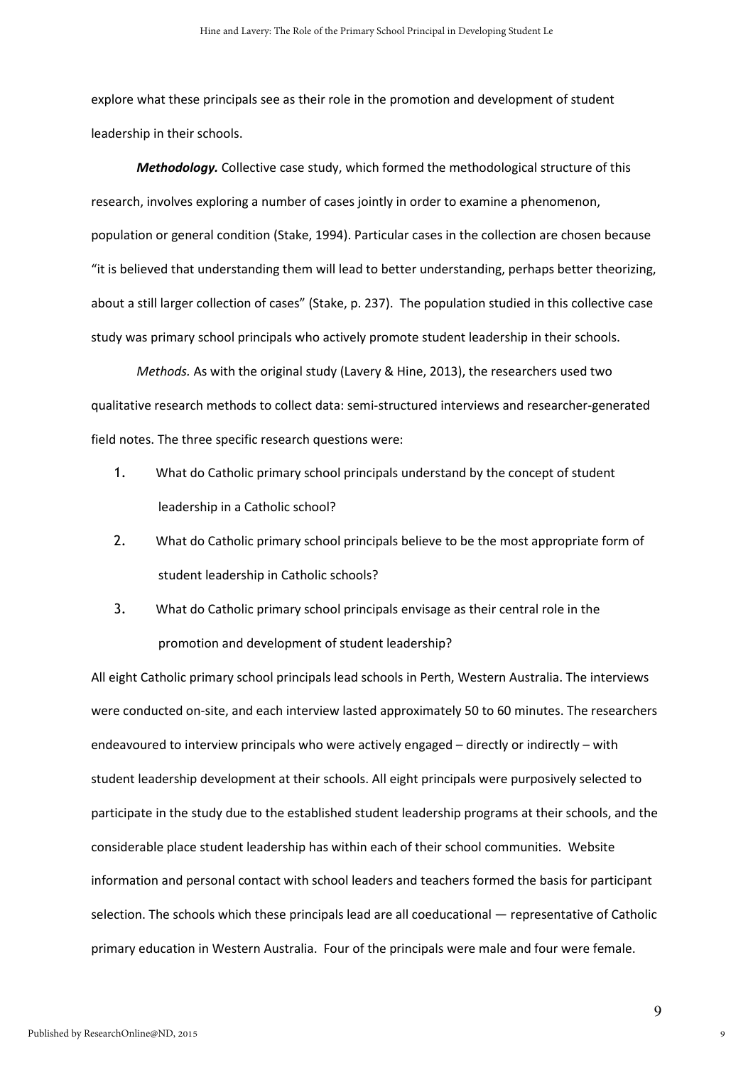explore what these principals see as their role in the promotion and development of student leadership in their schools.

***Methodology.*** Collective case study, which formed the methodological structure of this research, involves exploring a number of cases jointly in order to examine a phenomenon, population or general condition (Stake, 1994). Particular cases in the collection are chosen because "it is believed that understanding them will lead to better understanding, perhaps better theorizing, about a still larger collection of cases" (Stake, p. 237). The population studied in this collective case study was primary school principals who actively promote student leadership in their schools.

*Methods.* As with the original study (Lavery & Hine, 2013), the researchers used two qualitative research methods to collect data: semi-structured interviews and researcher-generated field notes. The three specific research questions were:

1. What do Catholic primary school principals understand by the concept of student leadership in a Catholic school?
2. What do Catholic primary school principals believe to be the most appropriate form of student leadership in Catholic schools?
3. What do Catholic primary school principals envisage as their central role in the promotion and development of student leadership?

All eight Catholic primary school principals lead schools in Perth, Western Australia. The interviews were conducted on-site, and each interview lasted approximately 50 to 60 minutes. The researchers endeavoured to interview principals who were actively engaged – directly or indirectly – with student leadership development at their schools. All eight principals were purposively selected to participate in the study due to the established student leadership programs at their schools, and the considerable place student leadership has within each of their school communities. Website information and personal contact with school leaders and teachers formed the basis for participant selection. The schools which these principals lead are all coeducational — representative of Catholic primary education in Western Australia. Four of the principals were male and four were female.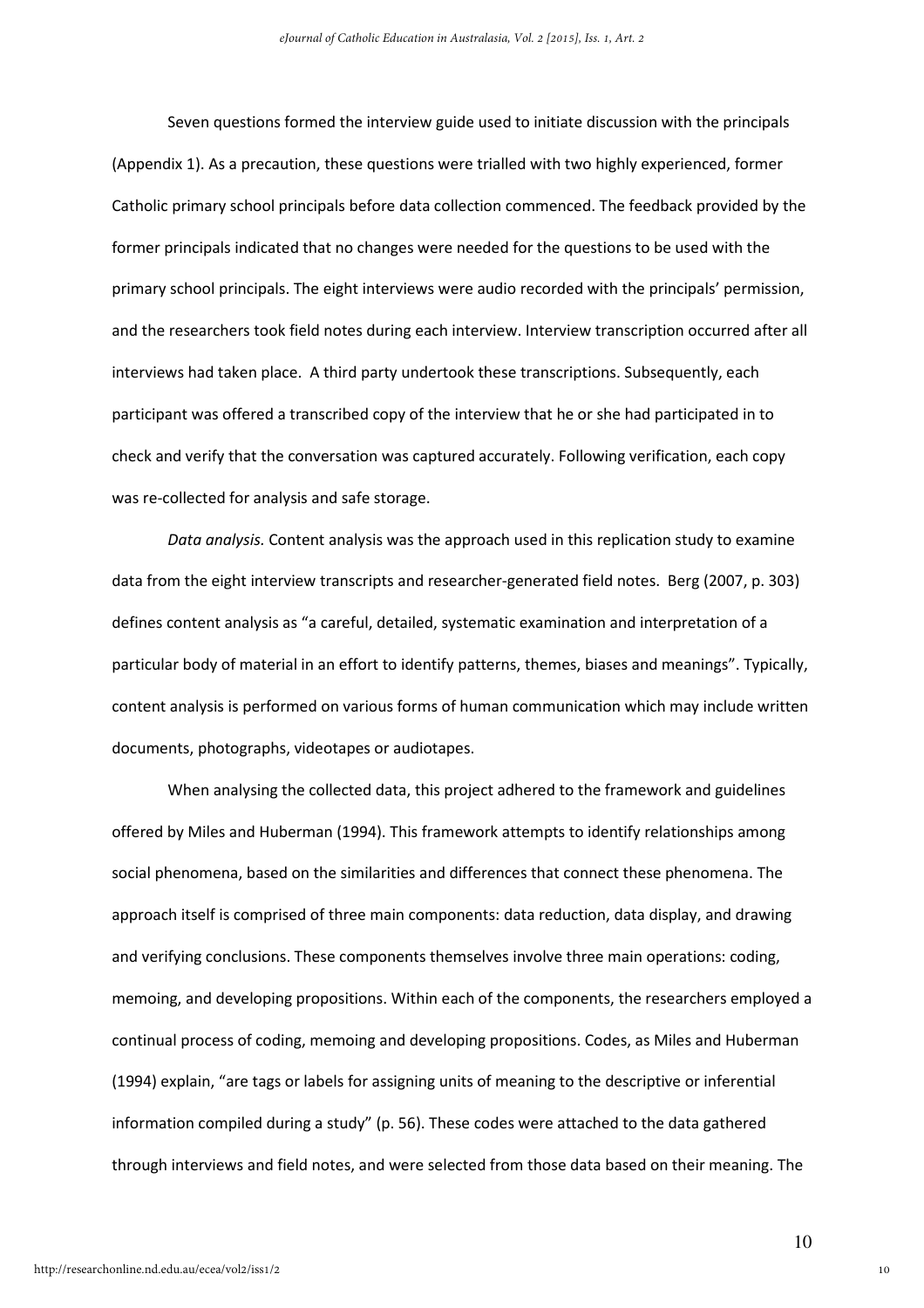Seven questions formed the interview guide used to initiate discussion with the principals (Appendix 1). As a precaution, these questions were trialled with two highly experienced, former Catholic primary school principals before data collection commenced. The feedback provided by the former principals indicated that no changes were needed for the questions to be used with the primary school principals. The eight interviews were audio recorded with the principals' permission, and the researchers took field notes during each interview. Interview transcription occurred after all interviews had taken place. A third party undertook these transcriptions. Subsequently, each participant was offered a transcribed copy of the interview that he or she had participated in to check and verify that the conversation was captured accurately. Following verification, each copy was re-collected for analysis and safe storage.

*Data analysis.* Content analysis was the approach used in this replication study to examine data from the eight interview transcripts and researcher-generated field notes. Berg (2007, p. 303) defines content analysis as "a careful, detailed, systematic examination and interpretation of a particular body of material in an effort to identify patterns, themes, biases and meanings". Typically, content analysis is performed on various forms of human communication which may include written documents, photographs, videotapes or audiotapes.

When analysing the collected data, this project adhered to the framework and guidelines offered by Miles and Huberman (1994). This framework attempts to identify relationships among social phenomena, based on the similarities and differences that connect these phenomena. The approach itself is comprised of three main components: data reduction, data display, and drawing and verifying conclusions. These components themselves involve three main operations: coding, memoing, and developing propositions. Within each of the components, the researchers employed a continual process of coding, memoing and developing propositions. Codes, as Miles and Huberman (1994) explain, "are tags or labels for assigning units of meaning to the descriptive or inferential information compiled during a study" (p. 56). These codes were attached to the data gathered through interviews and field notes, and were selected from those data based on their meaning. The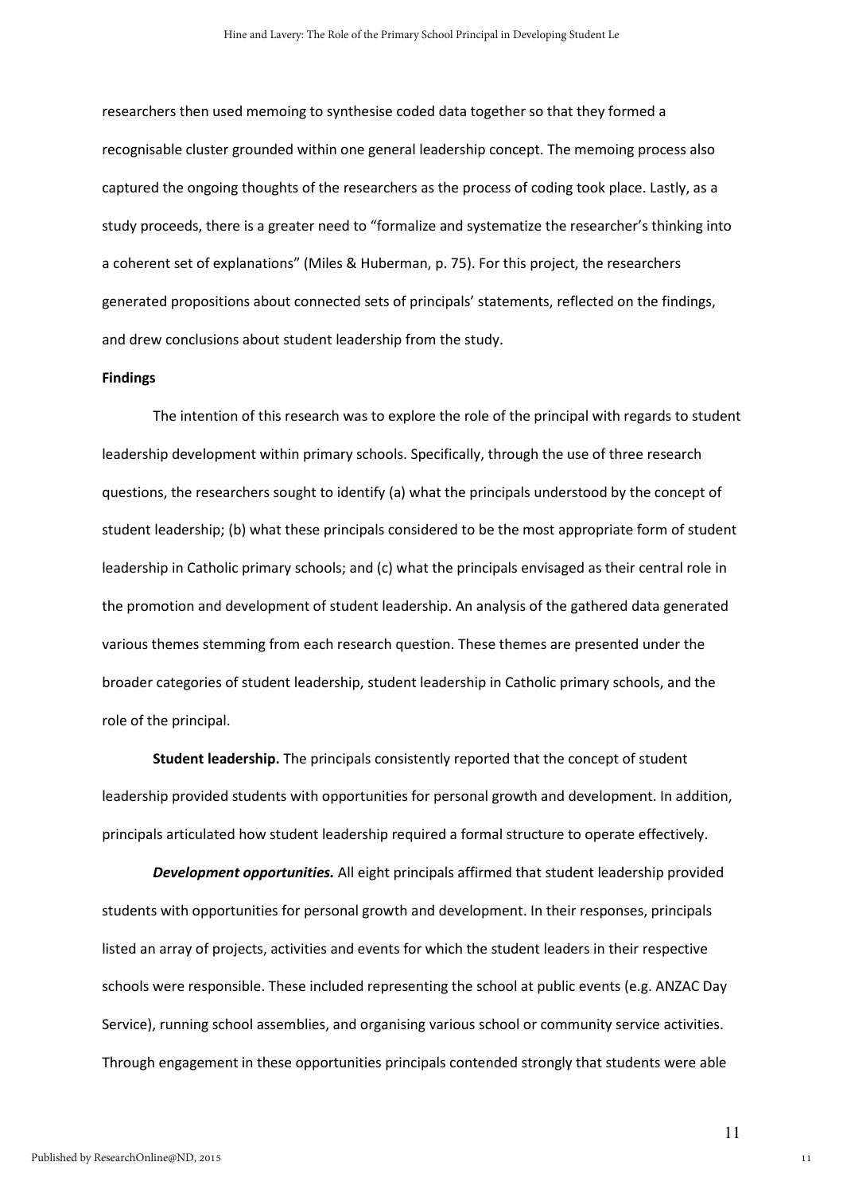researchers then used memoing to synthesise coded data together so that they formed a recognisable cluster grounded within one general leadership concept. The memoing process also captured the ongoing thoughts of the researchers as the process of coding took place. Lastly, as a study proceeds, there is a greater need to "formalize and systematize the researcher's thinking into a coherent set of explanations" (Miles & Huberman, p. 75). For this project, the researchers generated propositions about connected sets of principals' statements, reflected on the findings, and drew conclusions about student leadership from the study.

**Findings**

The intention of this research was to explore the role of the principal with regards to student leadership development within primary schools. Specifically, through the use of three research questions, the researchers sought to identify (a) what the principals understood by the concept of student leadership; (b) what these principals considered to be the most appropriate form of student leadership in Catholic primary schools; and (c) what the principals envisaged as their central role in the promotion and development of student leadership. An analysis of the gathered data generated various themes stemming from each research question. These themes are presented under the broader categories of student leadership, student leadership in Catholic primary schools, and the role of the principal.

**Student leadership.** The principals consistently reported that the concept of student leadership provided students with opportunities for personal growth and development. In addition, principals articulated how student leadership required a formal structure to operate effectively.

***Development opportunities.*** All eight principals affirmed that student leadership provided students with opportunities for personal growth and development. In their responses, principals listed an array of projects, activities and events for which the student leaders in their respective schools were responsible. These included representing the school at public events (e.g. ANZAC Day Service), running school assemblies, and organising various school or community service activities. Through engagement in these opportunities principals contended strongly that students were able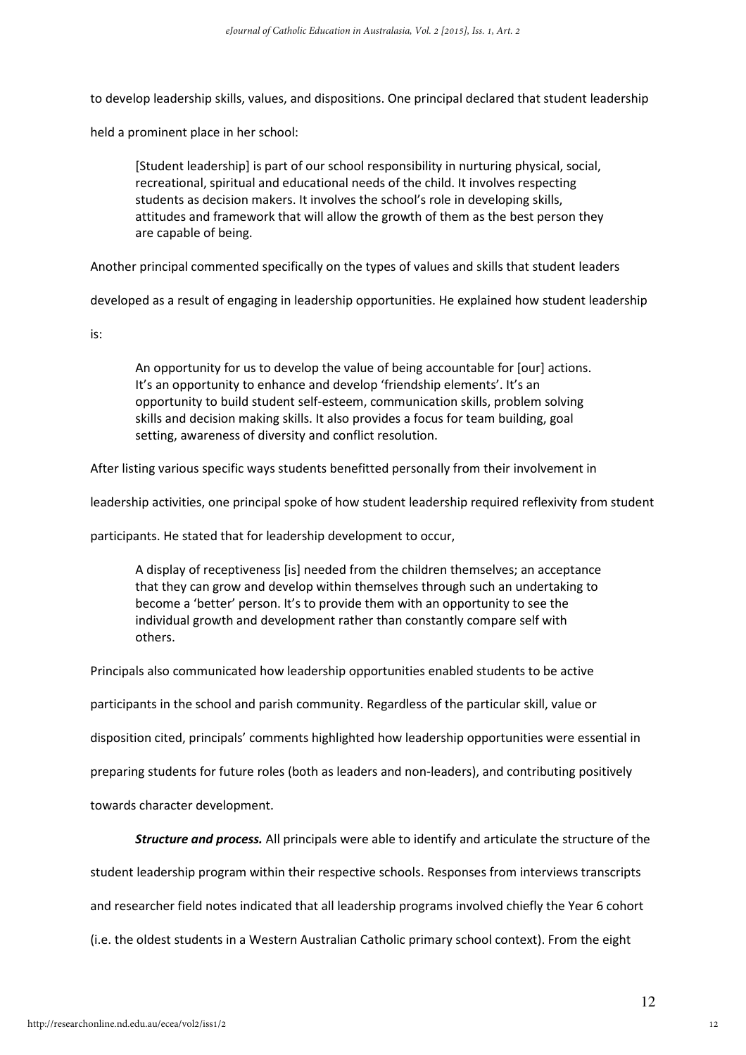to develop leadership skills, values, and dispositions. One principal declared that student leadership held a prominent place in her school:

> [Student leadership] is part of our school responsibility in nurturing physical, social, recreational, spiritual and educational needs of the child. It involves respecting students as decision makers. It involves the school's role in developing skills, attitudes and framework that will allow the growth of them as the best person they are capable of being.

Another principal commented specifically on the types of values and skills that student leaders developed as a result of engaging in leadership opportunities. He explained how student leadership is:

> An opportunity for us to develop the value of being accountable for [our] actions. It's an opportunity to enhance and develop 'friendship elements'. It's an opportunity to build student self-esteem, communication skills, problem solving skills and decision making skills. It also provides a focus for team building, goal setting, awareness of diversity and conflict resolution.

After listing various specific ways students benefitted personally from their involvement in leadership activities, one principal spoke of how student leadership required reflexivity from student participants. He stated that for leadership development to occur,

> A display of receptiveness [is] needed from the children themselves; an acceptance that they can grow and develop within themselves through such an undertaking to become a 'better' person. It's to provide them with an opportunity to see the individual growth and development rather than constantly compare self with others.

Principals also communicated how leadership opportunities enabled students to be active participants in the school and parish community. Regardless of the particular skill, value or disposition cited, principals' comments highlighted how leadership opportunities were essential in preparing students for future roles (both as leaders and non-leaders), and contributing positively towards character development.

***Structure and process.*** All principals were able to identify and articulate the structure of the student leadership program within their respective schools. Responses from interviews transcripts and researcher field notes indicated that all leadership programs involved chiefly the Year 6 cohort (i.e. the oldest students in a Western Australian Catholic primary school context). From the eight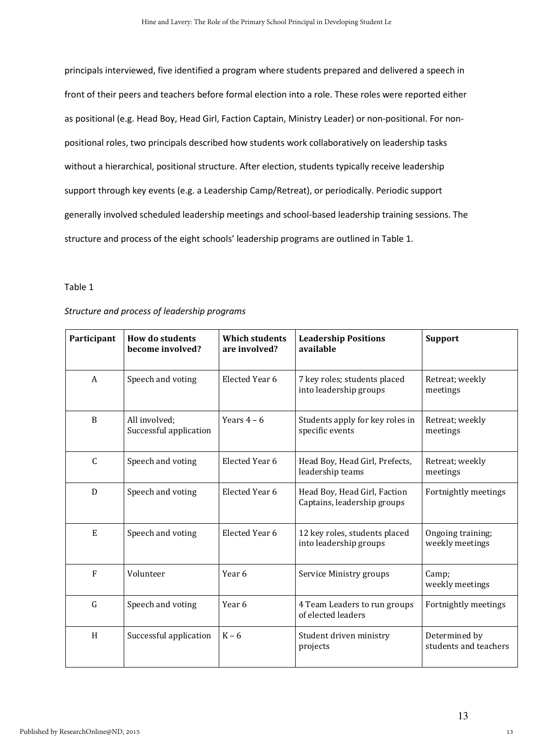principals interviewed, five identified a program where students prepared and delivered a speech in front of their peers and teachers before formal election into a role. These roles were reported either as positional (e.g. Head Boy, Head Girl, Faction Captain, Ministry Leader) or non-positional. For non-positional roles, two principals described how students work collaboratively on leadership tasks without a hierarchical, positional structure. After election, students typically receive leadership support through key events (e.g. a Leadership Camp/Retreat), or periodically. Periodic support generally involved scheduled leadership meetings and school-based leadership training sessions. The structure and process of the eight schools' leadership programs are outlined in Table 1.

Table 1

*Structure and process of leadership programs*

| Participant | How do students become involved? | Which students are involved? | Leadership Positions available | Support |
|---|---|---|---|---|
| A | Speech and voting | Elected Year 6 | 7 key roles; students placed into leadership groups | Retreat; weekly meetings |
| B | All involved; Successful application | Years 4 – 6 | Students apply for key roles in specific events | Retreat; weekly meetings |
| C | Speech and voting | Elected Year 6 | Head Boy, Head Girl, Prefects, leadership teams | Retreat; weekly meetings |
| D | Speech and voting | Elected Year 6 | Head Boy, Head Girl, Faction Captains, leadership groups | Fortnightly meetings |
| E | Speech and voting | Elected Year 6 | 12 key roles, students placed into leadership groups | Ongoing training; weekly meetings |
| F | Volunteer | Year 6 | Service Ministry groups | Camp; weekly meetings |
| G | Speech and voting | Year 6 | 4 Team Leaders to run groups of elected leaders | Fortnightly meetings |
| H | Successful application | K – 6 | Student driven ministry projects | Determined by students and teachers |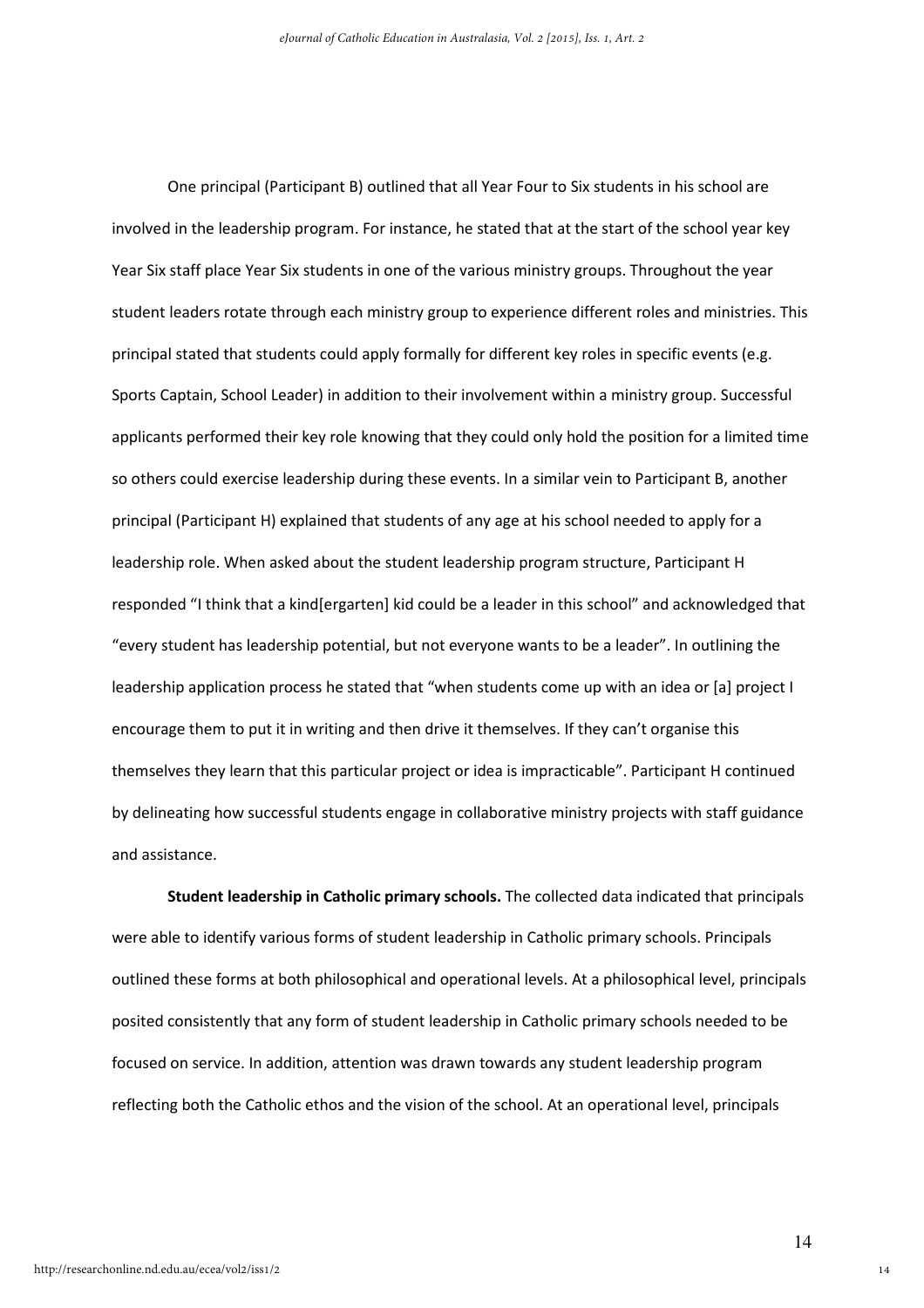One principal (Participant B) outlined that all Year Four to Six students in his school are involved in the leadership program. For instance, he stated that at the start of the school year key Year Six staff place Year Six students in one of the various ministry groups. Throughout the year student leaders rotate through each ministry group to experience different roles and ministries. This principal stated that students could apply formally for different key roles in specific events (e.g. Sports Captain, School Leader) in addition to their involvement within a ministry group. Successful applicants performed their key role knowing that they could only hold the position for a limited time so others could exercise leadership during these events. In a similar vein to Participant B, another principal (Participant H) explained that students of any age at his school needed to apply for a leadership role. When asked about the student leadership program structure, Participant H responded "I think that a kind[ergarten] kid could be a leader in this school" and acknowledged that "every student has leadership potential, but not everyone wants to be a leader". In outlining the leadership application process he stated that "when students come up with an idea or [a] project I encourage them to put it in writing and then drive it themselves. If they can't organise this themselves they learn that this particular project or idea is impracticable". Participant H continued by delineating how successful students engage in collaborative ministry projects with staff guidance and assistance.

**Student leadership in Catholic primary schools.** The collected data indicated that principals were able to identify various forms of student leadership in Catholic primary schools. Principals outlined these forms at both philosophical and operational levels. At a philosophical level, principals posited consistently that any form of student leadership in Catholic primary schools needed to be focused on service. In addition, attention was drawn towards any student leadership program reflecting both the Catholic ethos and the vision of the school. At an operational level, principals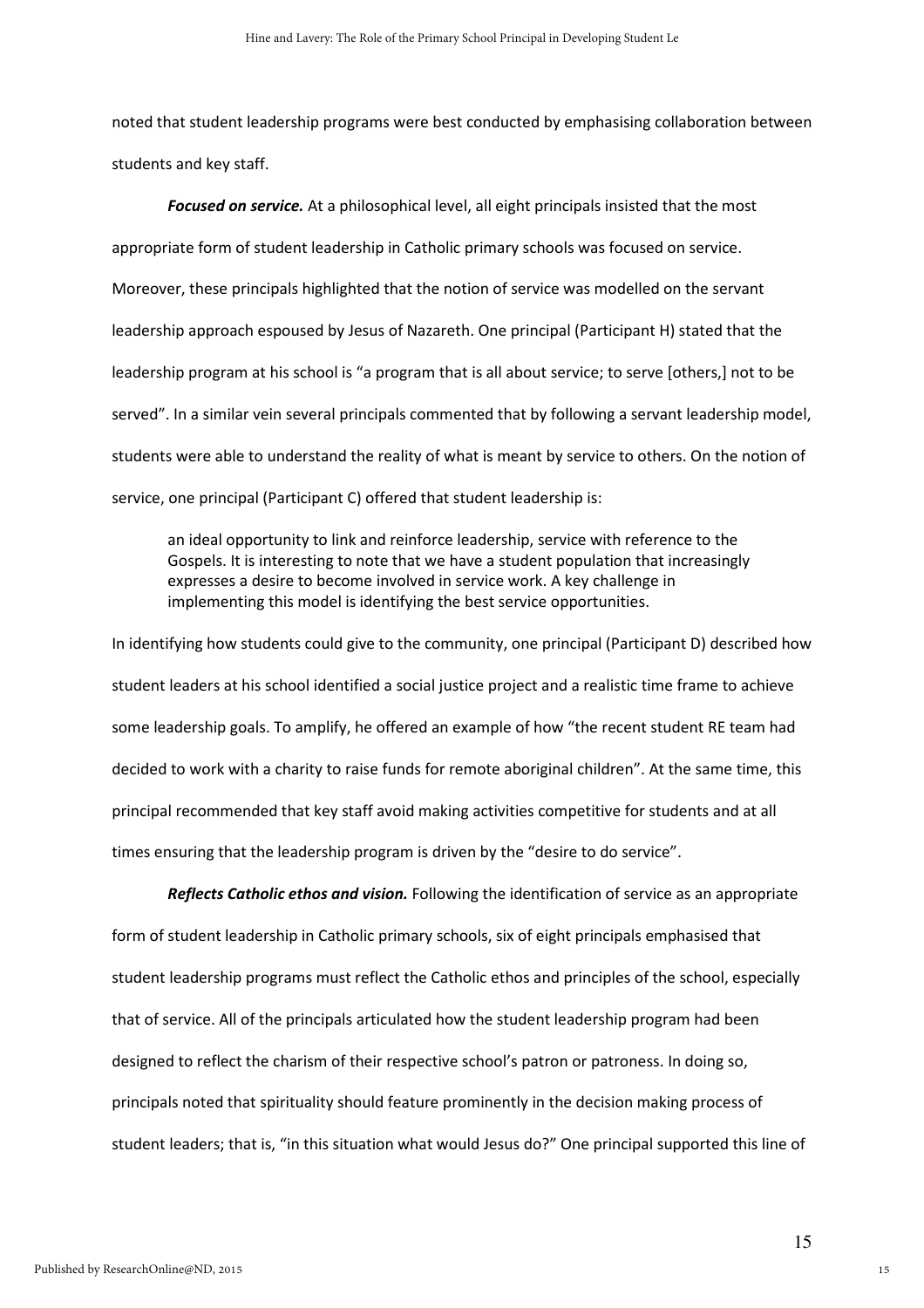noted that student leadership programs were best conducted by emphasising collaboration between students and key staff.

***Focused on service.*** At a philosophical level, all eight principals insisted that the most appropriate form of student leadership in Catholic primary schools was focused on service. Moreover, these principals highlighted that the notion of service was modelled on the servant leadership approach espoused by Jesus of Nazareth. One principal (Participant H) stated that the leadership program at his school is "a program that is all about service; to serve [others,] not to be served". In a similar vein several principals commented that by following a servant leadership model, students were able to understand the reality of what is meant by service to others. On the notion of service, one principal (Participant C) offered that student leadership is:

> an ideal opportunity to link and reinforce leadership, service with reference to the Gospels. It is interesting to note that we have a student population that increasingly expresses a desire to become involved in service work. A key challenge in implementing this model is identifying the best service opportunities.

In identifying how students could give to the community, one principal (Participant D) described how student leaders at his school identified a social justice project and a realistic time frame to achieve some leadership goals. To amplify, he offered an example of how "the recent student RE team had decided to work with a charity to raise funds for remote aboriginal children". At the same time, this principal recommended that key staff avoid making activities competitive for students and at all times ensuring that the leadership program is driven by the "desire to do service".

***Reflects Catholic ethos and vision.*** Following the identification of service as an appropriate form of student leadership in Catholic primary schools, six of eight principals emphasised that student leadership programs must reflect the Catholic ethos and principles of the school, especially that of service. All of the principals articulated how the student leadership program had been designed to reflect the charism of their respective school's patron or patroness. In doing so, principals noted that spirituality should feature prominently in the decision making process of student leaders; that is, "in this situation what would Jesus do?" One principal supported this line of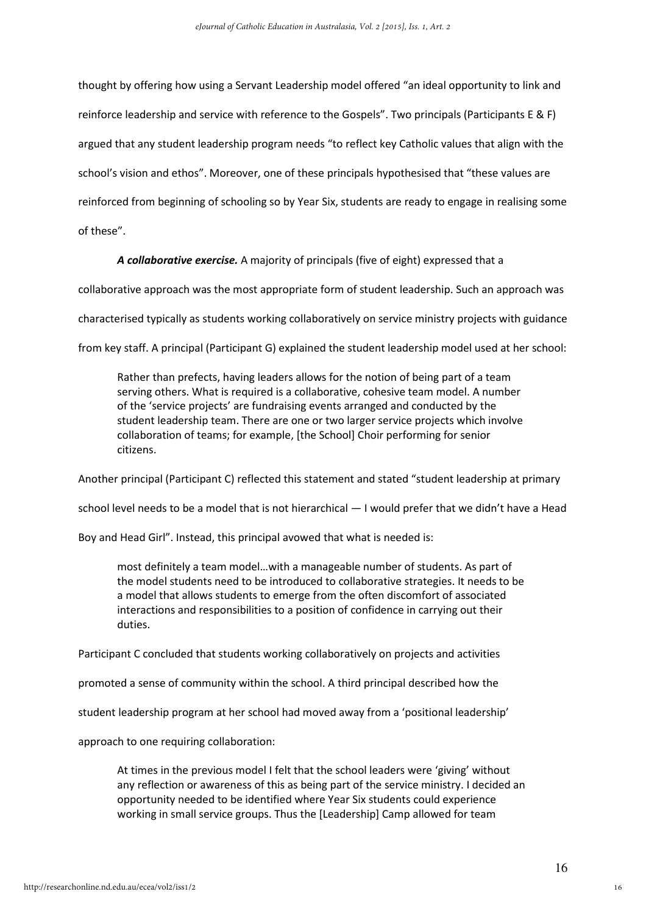thought by offering how using a Servant Leadership model offered "an ideal opportunity to link and reinforce leadership and service with reference to the Gospels". Two principals (Participants E & F) argued that any student leadership program needs "to reflect key Catholic values that align with the school's vision and ethos". Moreover, one of these principals hypothesised that "these values are reinforced from beginning of schooling so by Year Six, students are ready to engage in realising some of these".

***A collaborative exercise.*** A majority of principals (five of eight) expressed that a collaborative approach was the most appropriate form of student leadership. Such an approach was characterised typically as students working collaboratively on service ministry projects with guidance from key staff. A principal (Participant G) explained the student leadership model used at her school:

> Rather than prefects, having leaders allows for the notion of being part of a team serving others. What is required is a collaborative, cohesive team model. A number of the 'service projects' are fundraising events arranged and conducted by the student leadership team. There are one or two larger service projects which involve collaboration of teams; for example, [the School] Choir performing for senior citizens.

Another principal (Participant C) reflected this statement and stated "student leadership at primary school level needs to be a model that is not hierarchical — I would prefer that we didn't have a Head Boy and Head Girl". Instead, this principal avowed that what is needed is:

> most definitely a team model…with a manageable number of students. As part of the model students need to be introduced to collaborative strategies. It needs to be a model that allows students to emerge from the often discomfort of associated interactions and responsibilities to a position of confidence in carrying out their duties.

Participant C concluded that students working collaboratively on projects and activities promoted a sense of community within the school. A third principal described how the student leadership program at her school had moved away from a 'positional leadership' approach to one requiring collaboration:

> At times in the previous model I felt that the school leaders were 'giving' without any reflection or awareness of this as being part of the service ministry. I decided an opportunity needed to be identified where Year Six students could experience working in small service groups. Thus the [Leadership] Camp allowed for team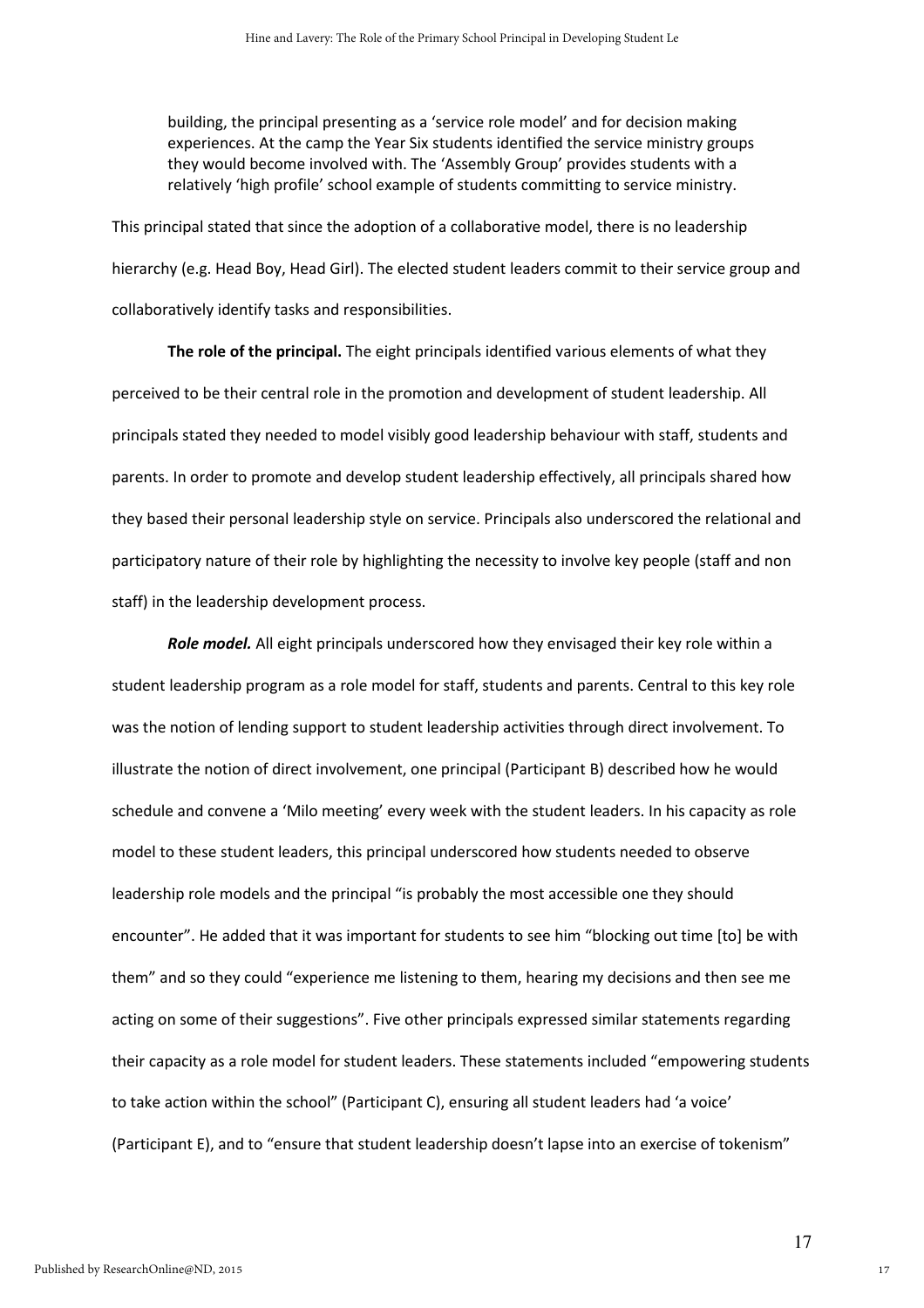> building, the principal presenting as a 'service role model' and for decision making experiences. At the camp the Year Six students identified the service ministry groups they would become involved with. The 'Assembly Group' provides students with a relatively 'high profile' school example of students committing to service ministry.

This principal stated that since the adoption of a collaborative model, there is no leadership hierarchy (e.g. Head Boy, Head Girl). The elected student leaders commit to their service group and collaboratively identify tasks and responsibilities.

**The role of the principal.** The eight principals identified various elements of what they perceived to be their central role in the promotion and development of student leadership. All principals stated they needed to model visibly good leadership behaviour with staff, students and parents. In order to promote and develop student leadership effectively, all principals shared how they based their personal leadership style on service. Principals also underscored the relational and participatory nature of their role by highlighting the necessity to involve key people (staff and non staff) in the leadership development process.

***Role model.*** All eight principals underscored how they envisaged their key role within a student leadership program as a role model for staff, students and parents. Central to this key role was the notion of lending support to student leadership activities through direct involvement. To illustrate the notion of direct involvement, one principal (Participant B) described how he would schedule and convene a 'Milo meeting' every week with the student leaders. In his capacity as role model to these student leaders, this principal underscored how students needed to observe leadership role models and the principal "is probably the most accessible one they should encounter". He added that it was important for students to see him "blocking out time [to] be with them" and so they could "experience me listening to them, hearing my decisions and then see me acting on some of their suggestions". Five other principals expressed similar statements regarding their capacity as a role model for student leaders. These statements included "empowering students to take action within the school" (Participant C), ensuring all student leaders had 'a voice' (Participant E), and to "ensure that student leadership doesn't lapse into an exercise of tokenism"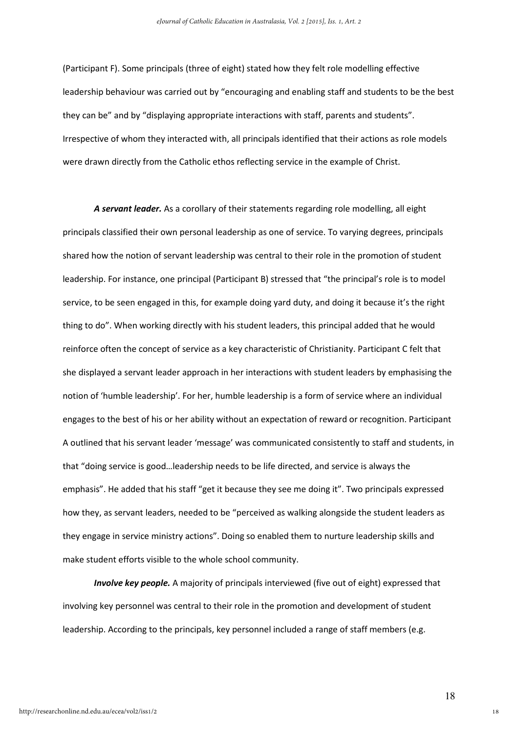(Participant F). Some principals (three of eight) stated how they felt role modelling effective leadership behaviour was carried out by "encouraging and enabling staff and students to be the best they can be" and by "displaying appropriate interactions with staff, parents and students". Irrespective of whom they interacted with, all principals identified that their actions as role models were drawn directly from the Catholic ethos reflecting service in the example of Christ.

***A servant leader.*** As a corollary of their statements regarding role modelling, all eight principals classified their own personal leadership as one of service. To varying degrees, principals shared how the notion of servant leadership was central to their role in the promotion of student leadership. For instance, one principal (Participant B) stressed that "the principal's role is to model service, to be seen engaged in this, for example doing yard duty, and doing it because it's the right thing to do". When working directly with his student leaders, this principal added that he would reinforce often the concept of service as a key characteristic of Christianity. Participant C felt that she displayed a servant leader approach in her interactions with student leaders by emphasising the notion of 'humble leadership'. For her, humble leadership is a form of service where an individual engages to the best of his or her ability without an expectation of reward or recognition. Participant A outlined that his servant leader 'message' was communicated consistently to staff and students, in that "doing service is good…leadership needs to be life directed, and service is always the emphasis". He added that his staff "get it because they see me doing it". Two principals expressed how they, as servant leaders, needed to be "perceived as walking alongside the student leaders as they engage in service ministry actions". Doing so enabled them to nurture leadership skills and make student efforts visible to the whole school community.

***Involve key people.*** A majority of principals interviewed (five out of eight) expressed that involving key personnel was central to their role in the promotion and development of student leadership. According to the principals, key personnel included a range of staff members (e.g.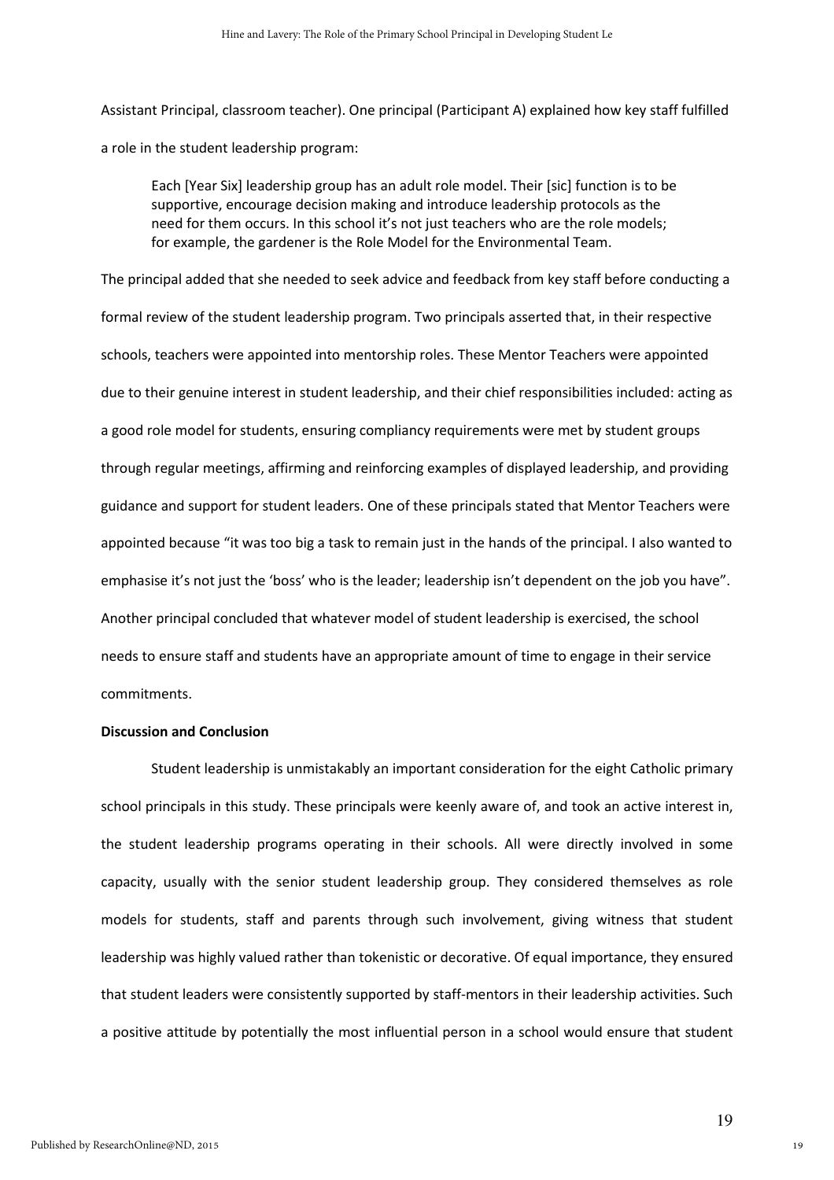Assistant Principal, classroom teacher). One principal (Participant A) explained how key staff fulfilled a role in the student leadership program:

> Each [Year Six] leadership group has an adult role model. Their [sic] function is to be supportive, encourage decision making and introduce leadership protocols as the need for them occurs. In this school it's not just teachers who are the role models; for example, the gardener is the Role Model for the Environmental Team.

The principal added that she needed to seek advice and feedback from key staff before conducting a formal review of the student leadership program. Two principals asserted that, in their respective schools, teachers were appointed into mentorship roles. These Mentor Teachers were appointed due to their genuine interest in student leadership, and their chief responsibilities included: acting as a good role model for students, ensuring compliancy requirements were met by student groups through regular meetings, affirming and reinforcing examples of displayed leadership, and providing guidance and support for student leaders. One of these principals stated that Mentor Teachers were appointed because "it was too big a task to remain just in the hands of the principal. I also wanted to emphasise it's not just the 'boss' who is the leader; leadership isn't dependent on the job you have". Another principal concluded that whatever model of student leadership is exercised, the school needs to ensure staff and students have an appropriate amount of time to engage in their service commitments.

**Discussion and Conclusion**

Student leadership is unmistakably an important consideration for the eight Catholic primary school principals in this study. These principals were keenly aware of, and took an active interest in, the student leadership programs operating in their schools. All were directly involved in some capacity, usually with the senior student leadership group. They considered themselves as role models for students, staff and parents through such involvement, giving witness that student leadership was highly valued rather than tokenistic or decorative. Of equal importance, they ensured that student leaders were consistently supported by staff-mentors in their leadership activities. Such a positive attitude by potentially the most influential person in a school would ensure that student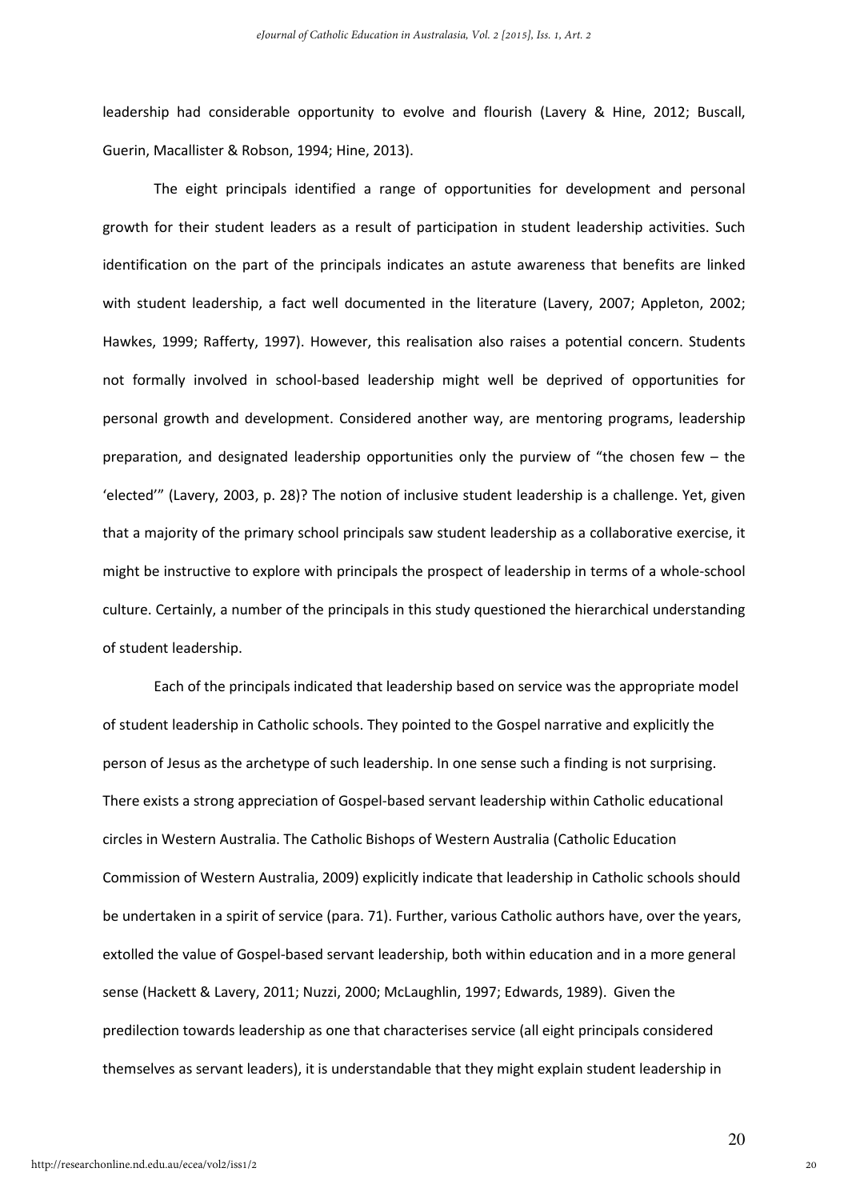leadership had considerable opportunity to evolve and flourish (Lavery & Hine, 2012; Buscall, Guerin, Macallister & Robson, 1994; Hine, 2013).

The eight principals identified a range of opportunities for development and personal growth for their student leaders as a result of participation in student leadership activities. Such identification on the part of the principals indicates an astute awareness that benefits are linked with student leadership, a fact well documented in the literature (Lavery, 2007; Appleton, 2002; Hawkes, 1999; Rafferty, 1997). However, this realisation also raises a potential concern. Students not formally involved in school-based leadership might well be deprived of opportunities for personal growth and development. Considered another way, are mentoring programs, leadership preparation, and designated leadership opportunities only the purview of "the chosen few – the 'elected'" (Lavery, 2003, p. 28)? The notion of inclusive student leadership is a challenge. Yet, given that a majority of the primary school principals saw student leadership as a collaborative exercise, it might be instructive to explore with principals the prospect of leadership in terms of a whole-school culture. Certainly, a number of the principals in this study questioned the hierarchical understanding of student leadership.

Each of the principals indicated that leadership based on service was the appropriate model of student leadership in Catholic schools. They pointed to the Gospel narrative and explicitly the person of Jesus as the archetype of such leadership. In one sense such a finding is not surprising. There exists a strong appreciation of Gospel-based servant leadership within Catholic educational circles in Western Australia. The Catholic Bishops of Western Australia (Catholic Education Commission of Western Australia, 2009) explicitly indicate that leadership in Catholic schools should be undertaken in a spirit of service (para. 71). Further, various Catholic authors have, over the years, extolled the value of Gospel-based servant leadership, both within education and in a more general sense (Hackett & Lavery, 2011; Nuzzi, 2000; McLaughlin, 1997; Edwards, 1989). Given the predilection towards leadership as one that characterises service (all eight principals considered themselves as servant leaders), it is understandable that they might explain student leadership in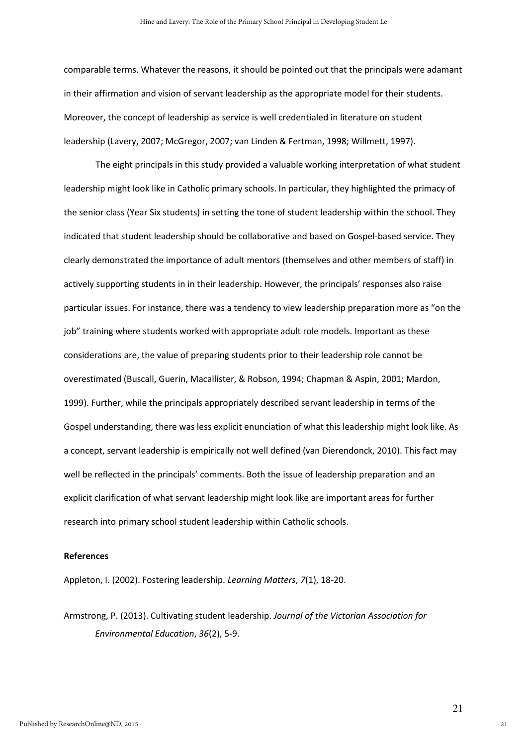comparable terms. Whatever the reasons, it should be pointed out that the principals were adamant in their affirmation and vision of servant leadership as the appropriate model for their students. Moreover, the concept of leadership as service is well credentialed in literature on student leadership (Lavery, 2007; McGregor, 2007; van Linden & Fertman, 1998; Willmett, 1997).

The eight principals in this study provided a valuable working interpretation of what student leadership might look like in Catholic primary schools. In particular, they highlighted the primacy of the senior class (Year Six students) in setting the tone of student leadership within the school. They indicated that student leadership should be collaborative and based on Gospel-based service. They clearly demonstrated the importance of adult mentors (themselves and other members of staff) in actively supporting students in in their leadership. However, the principals' responses also raise particular issues. For instance, there was a tendency to view leadership preparation more as "on the job" training where students worked with appropriate adult role models. Important as these considerations are, the value of preparing students prior to their leadership role cannot be overestimated (Buscall, Guerin, Macallister, & Robson, 1994; Chapman & Aspin, 2001; Mardon, 1999). Further, while the principals appropriately described servant leadership in terms of the Gospel understanding, there was less explicit enunciation of what this leadership might look like. As a concept, servant leadership is empirically not well defined (van Dierendonck, 2010). This fact may well be reflected in the principals' comments. Both the issue of leadership preparation and an explicit clarification of what servant leadership might look like are important areas for further research into primary school student leadership within Catholic schools.

## References

Appleton, I. (2002). Fostering leadership. *Learning Matters*, *7*(1), 18-20.

Armstrong, P. (2013). Cultivating student leadership. *Journal of the Victorian Association for Environmental Education*, *36*(2), 5-9.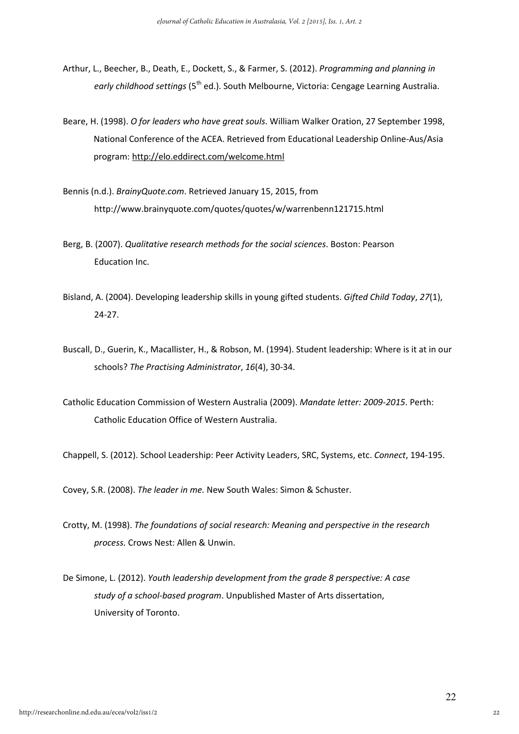Arthur, L., Beecher, B., Death, E., Dockett, S., & Farmer, S. (2012). *Programming and planning in early childhood settings* (5th ed.). South Melbourne, Victoria: Cengage Learning Australia.

Beare, H. (1998). *O for leaders who have great souls*. William Walker Oration, 27 September 1998, National Conference of the ACEA. Retrieved from Educational Leadership Online-Aus/Asia program: http://elo.eddirect.com/welcome.html

Bennis (n.d.). *BrainyQuote.com*. Retrieved January 15, 2015, from http://www.brainyquote.com/quotes/quotes/w/warrenbenn121715.html

Berg, B. (2007). *Qualitative research methods for the social sciences*. Boston: Pearson Education Inc.

Bisland, A. (2004). Developing leadership skills in young gifted students. *Gifted Child Today*, *27*(1), 24-27.

Buscall, D., Guerin, K., Macallister, H., & Robson, M. (1994). Student leadership: Where is it at in our schools? *The Practising Administrator*, *16*(4), 30-34.

Catholic Education Commission of Western Australia (2009). *Mandate letter: 2009-2015*. Perth: Catholic Education Office of Western Australia.

Chappell, S. (2012). School Leadership: Peer Activity Leaders, SRC, Systems, etc. *Connect*, 194-195.

Covey, S.R. (2008). *The leader in me.* New South Wales: Simon & Schuster.

Crotty, M. (1998). *The foundations of social research: Meaning and perspective in the research process.* Crows Nest: Allen & Unwin.

De Simone, L. (2012). *Youth leadership development from the grade 8 perspective: A case study of a school-based program*. Unpublished Master of Arts dissertation, University of Toronto.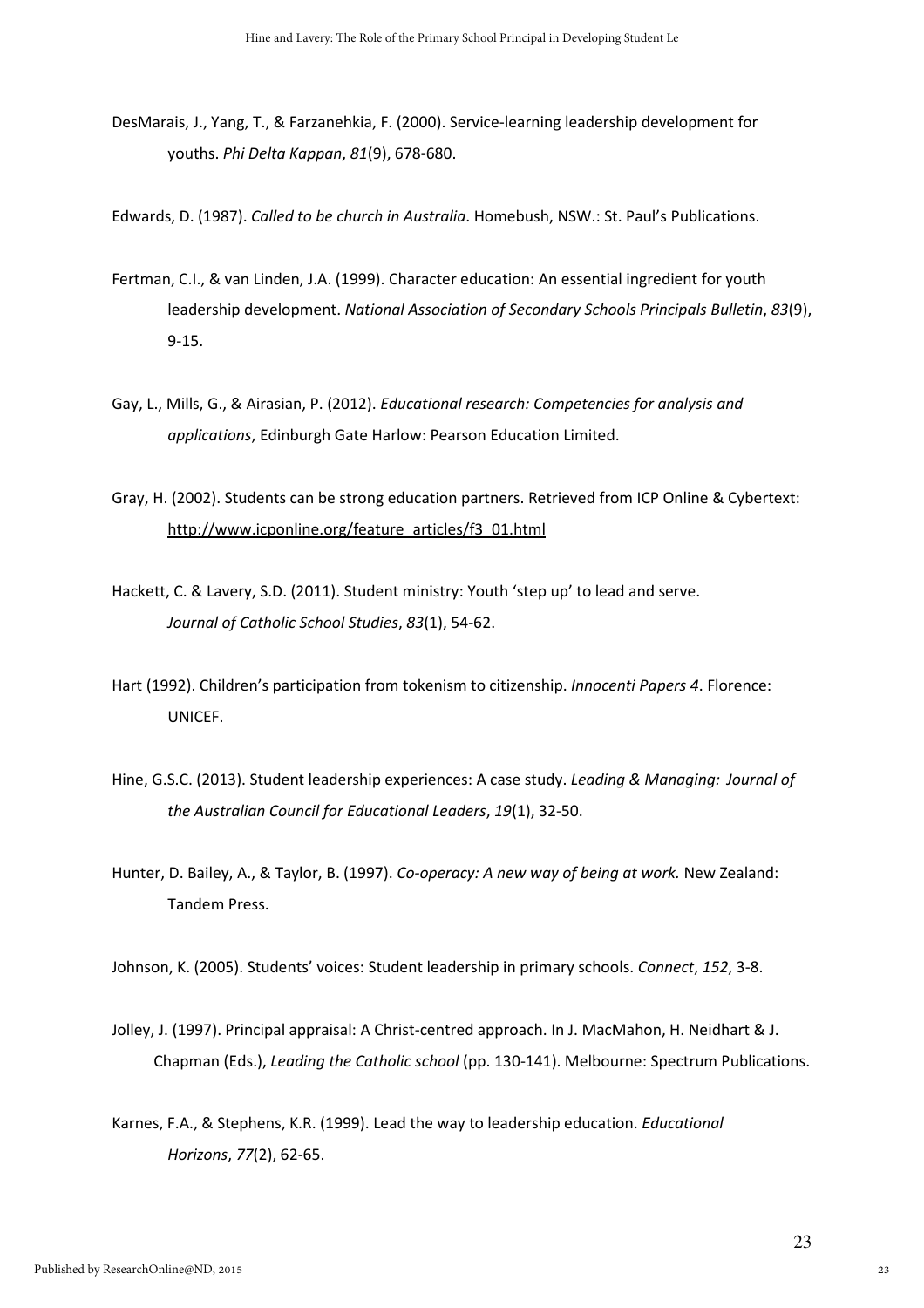DesMarais, J., Yang, T., & Farzanehkia, F. (2000). Service-learning leadership development for youths. *Phi Delta Kappan*, *81*(9), 678-680.

Edwards, D. (1987). *Called to be church in Australia*. Homebush, NSW.: St. Paul's Publications.

Fertman, C.I., & van Linden, J.A. (1999). Character education: An essential ingredient for youth leadership development. *National Association of Secondary Schools Principals Bulletin*, *83*(9), 9-15.

Gay, L., Mills, G., & Airasian, P. (2012). *Educational research: Competencies for analysis and applications*, Edinburgh Gate Harlow: Pearson Education Limited.

Gray, H. (2002). Students can be strong education partners. Retrieved from ICP Online & Cybertext: http://www.icponline.org/feature_articles/f3_01.html

Hackett, C. & Lavery, S.D. (2011). Student ministry: Youth 'step up' to lead and serve. *Journal of Catholic School Studies*, *83*(1), 54-62.

Hart (1992). Children's participation from tokenism to citizenship. *Innocenti Papers 4*. Florence: UNICEF.

Hine, G.S.C. (2013). Student leadership experiences: A case study. *Leading & Managing: Journal of the Australian Council for Educational Leaders*, *19*(1), 32-50.

Hunter, D. Bailey, A., & Taylor, B. (1997). *Co-operacy: A new way of being at work.* New Zealand: Tandem Press.

Johnson, K. (2005). Students' voices: Student leadership in primary schools. *Connect*, *152*, 3-8.

Jolley, J. (1997). Principal appraisal: A Christ-centred approach. In J. MacMahon, H. Neidhart & J. Chapman (Eds.), *Leading the Catholic school* (pp. 130-141). Melbourne: Spectrum Publications.

Karnes, F.A., & Stephens, K.R. (1999). Lead the way to leadership education. *Educational Horizons*, *77*(2), 62-65.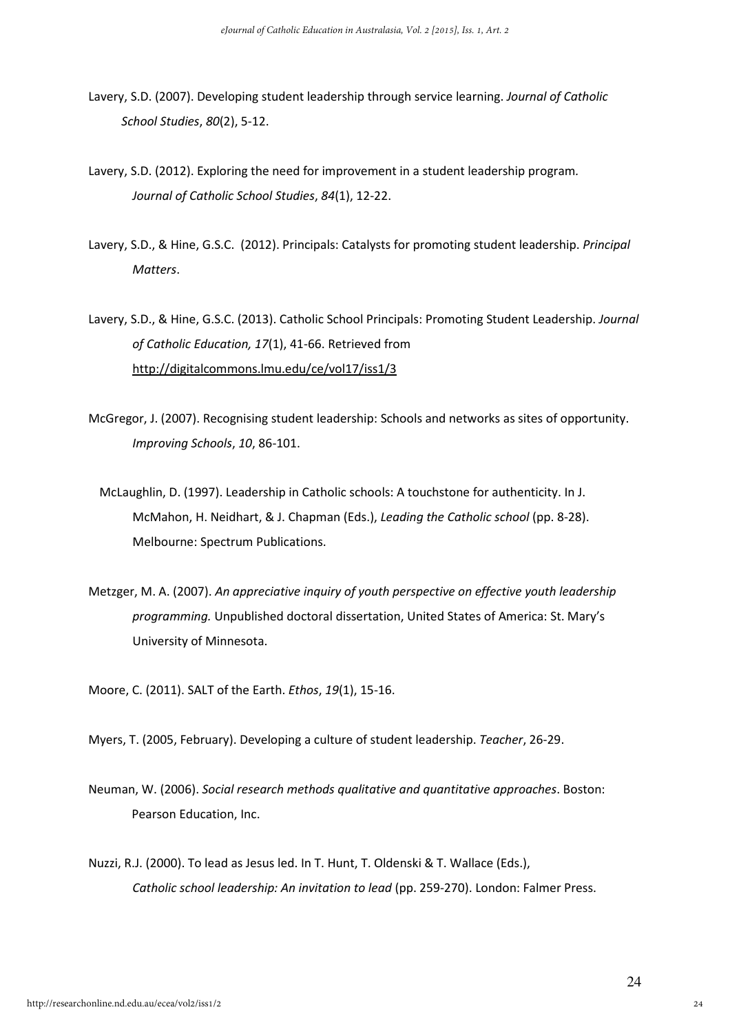Lavery, S.D. (2007). Developing student leadership through service learning. *Journal of Catholic School Studies*, *80*(2), 5-12.

Lavery, S.D. (2012). Exploring the need for improvement in a student leadership program. *Journal of Catholic School Studies*, *84*(1), 12-22.

Lavery, S.D., & Hine, G.S.C. (2012). Principals: Catalysts for promoting student leadership. *Principal Matters*.

Lavery, S.D., & Hine, G.S.C. (2013). Catholic School Principals: Promoting Student Leadership. *Journal of Catholic Education, 17*(1), 41-66. Retrieved from http://digitalcommons.lmu.edu/ce/vol17/iss1/3

McGregor, J. (2007). Recognising student leadership: Schools and networks as sites of opportunity. *Improving Schools*, *10*, 86-101.

McLaughlin, D. (1997). Leadership in Catholic schools: A touchstone for authenticity. In J. McMahon, H. Neidhart, & J. Chapman (Eds.), *Leading the Catholic school* (pp. 8-28). Melbourne: Spectrum Publications.

Metzger, M. A. (2007). *An appreciative inquiry of youth perspective on effective youth leadership programming.* Unpublished doctoral dissertation, United States of America: St. Mary's University of Minnesota.

Moore, C. (2011). SALT of the Earth. *Ethos*, *19*(1), 15-16.

Myers, T. (2005, February). Developing a culture of student leadership. *Teacher*, 26-29.

Neuman, W. (2006). *Social research methods qualitative and quantitative approaches*. Boston: Pearson Education, Inc.

Nuzzi, R.J. (2000). To lead as Jesus led. In T. Hunt, T. Oldenski & T. Wallace (Eds.), *Catholic school leadership: An invitation to lead* (pp. 259-270). London: Falmer Press.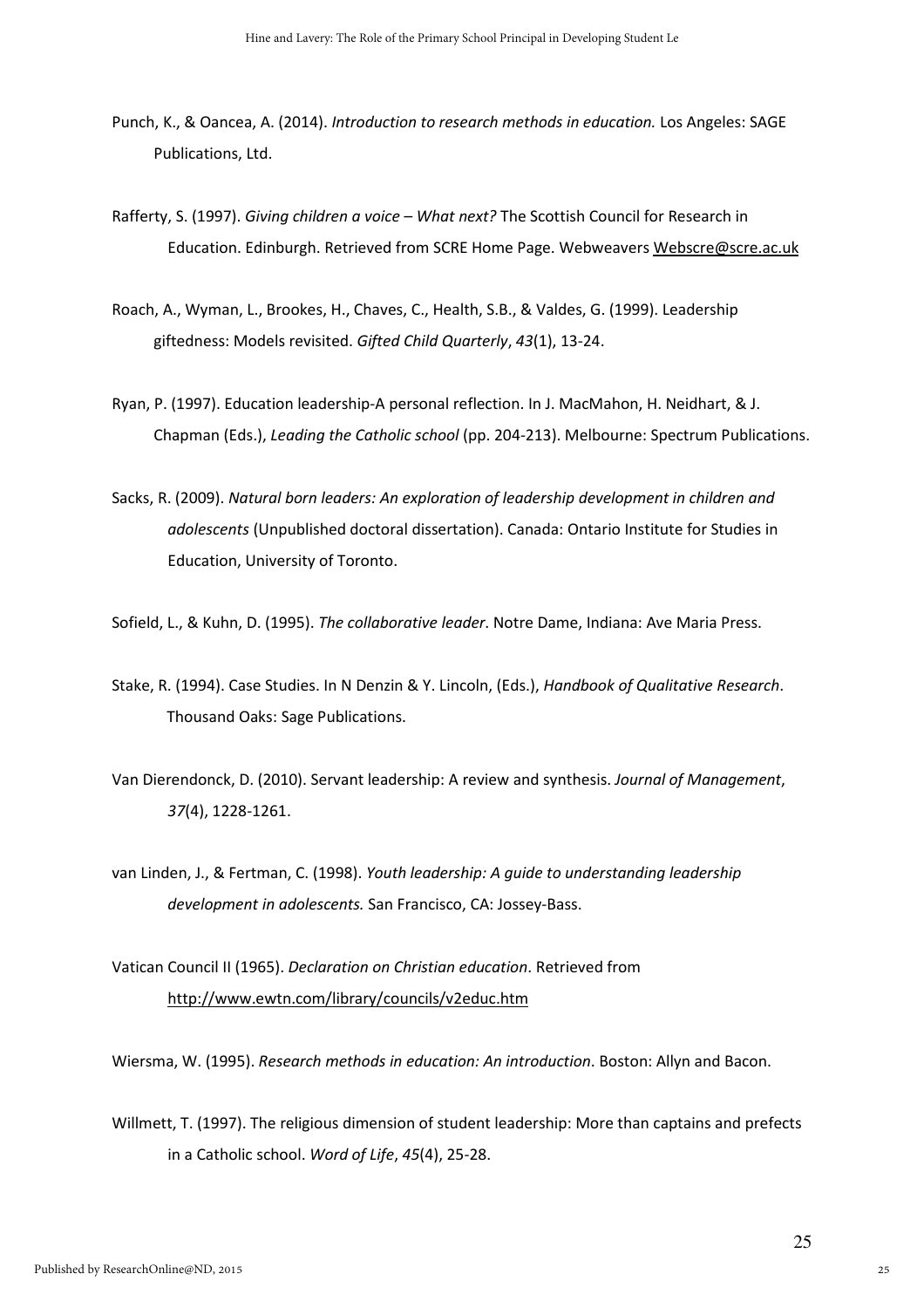Punch, K., & Oancea, A. (2014). *Introduction to research methods in education.* Los Angeles: SAGE Publications, Ltd.

Rafferty, S. (1997). *Giving children a voice – What next?* The Scottish Council for Research in Education. Edinburgh. Retrieved from SCRE Home Page. Webweavers Webscre@scre.ac.uk

Roach, A., Wyman, L., Brookes, H., Chaves, C., Health, S.B., & Valdes, G. (1999). Leadership giftedness: Models revisited. *Gifted Child Quarterly*, *43*(1), 13-24.

Ryan, P. (1997). Education leadership-A personal reflection. In J. MacMahon, H. Neidhart, & J. Chapman (Eds.), *Leading the Catholic school* (pp. 204-213). Melbourne: Spectrum Publications.

Sacks, R. (2009). *Natural born leaders: An exploration of leadership development in children and adolescents* (Unpublished doctoral dissertation). Canada: Ontario Institute for Studies in Education, University of Toronto.

Sofield, L., & Kuhn, D. (1995). *The collaborative leader*. Notre Dame, Indiana: Ave Maria Press.

Stake, R. (1994). Case Studies. In N Denzin & Y. Lincoln, (Eds.), *Handbook of Qualitative Research*. Thousand Oaks: Sage Publications.

Van Dierendonck, D. (2010). Servant leadership: A review and synthesis. *Journal of Management*, *37*(4), 1228-1261.

van Linden, J., & Fertman, C. (1998). *Youth leadership: A guide to understanding leadership development in adolescents.* San Francisco, CA: Jossey-Bass.

Vatican Council II (1965). *Declaration on Christian education*. Retrieved from http://www.ewtn.com/library/councils/v2educ.htm

Wiersma, W. (1995). *Research methods in education: An introduction*. Boston: Allyn and Bacon.

Willmett, T. (1997). The religious dimension of student leadership: More than captains and prefects in a Catholic school. *Word of Life*, *45*(4), 25-28.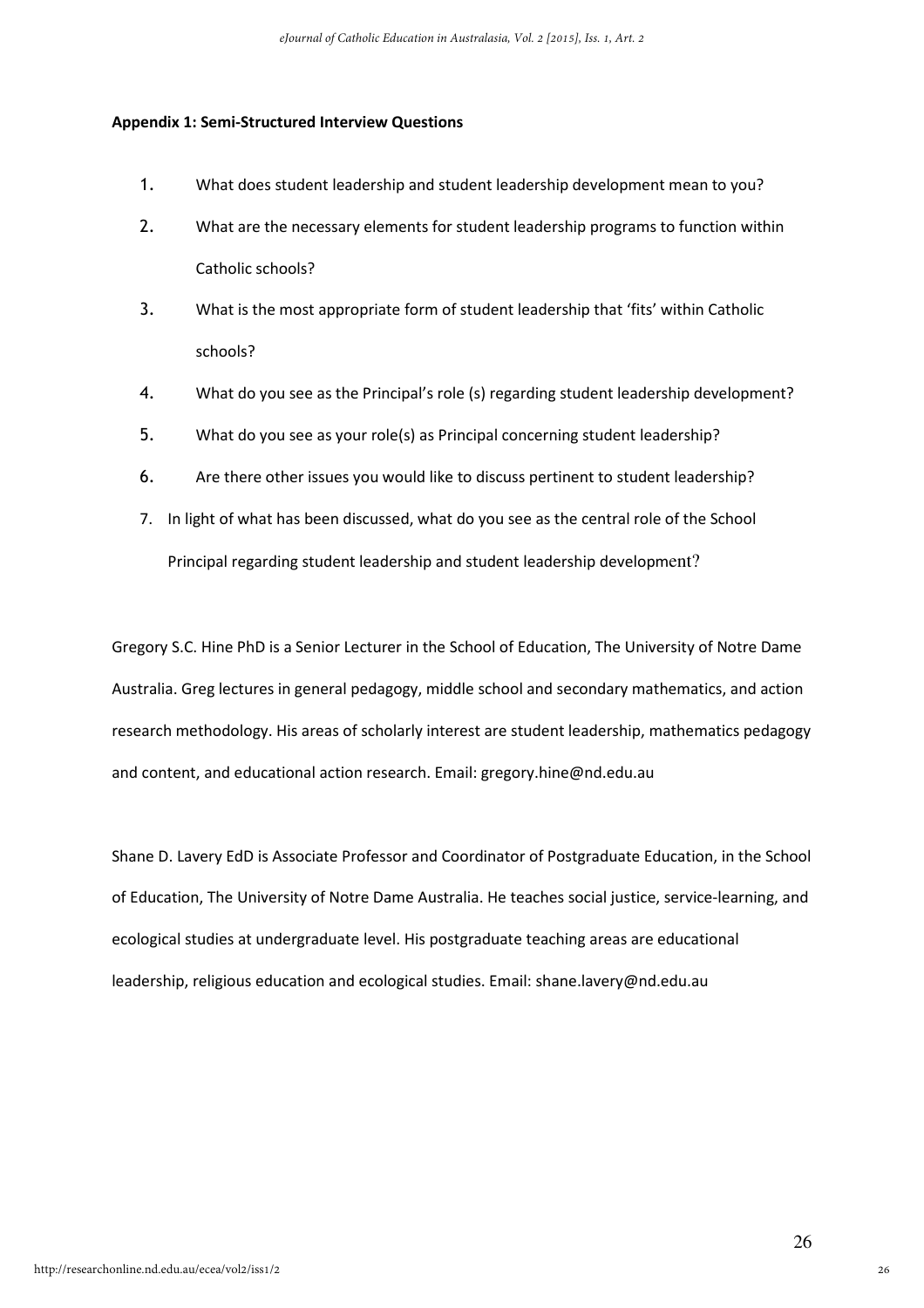**Appendix 1: Semi-Structured Interview Questions**

1. What does student leadership and student leadership development mean to you?
2. What are the necessary elements for student leadership programs to function within Catholic schools?
3. What is the most appropriate form of student leadership that 'fits' within Catholic schools?
4. What do you see as the Principal's role (s) regarding student leadership development?
5. What do you see as your role(s) as Principal concerning student leadership?
6. Are there other issues you would like to discuss pertinent to student leadership?
7. In light of what has been discussed, what do you see as the central role of the School Principal regarding student leadership and student leadership development?

Gregory S.C. Hine PhD is a Senior Lecturer in the School of Education, The University of Notre Dame Australia. Greg lectures in general pedagogy, middle school and secondary mathematics, and action research methodology. His areas of scholarly interest are student leadership, mathematics pedagogy and content, and educational action research. Email: gregory.hine@nd.edu.au

Shane D. Lavery EdD is Associate Professor and Coordinator of Postgraduate Education, in the School of Education, The University of Notre Dame Australia. He teaches social justice, service-learning, and ecological studies at undergraduate level. His postgraduate teaching areas are educational leadership, religious education and ecological studies. Email: shane.lavery@nd.edu.au